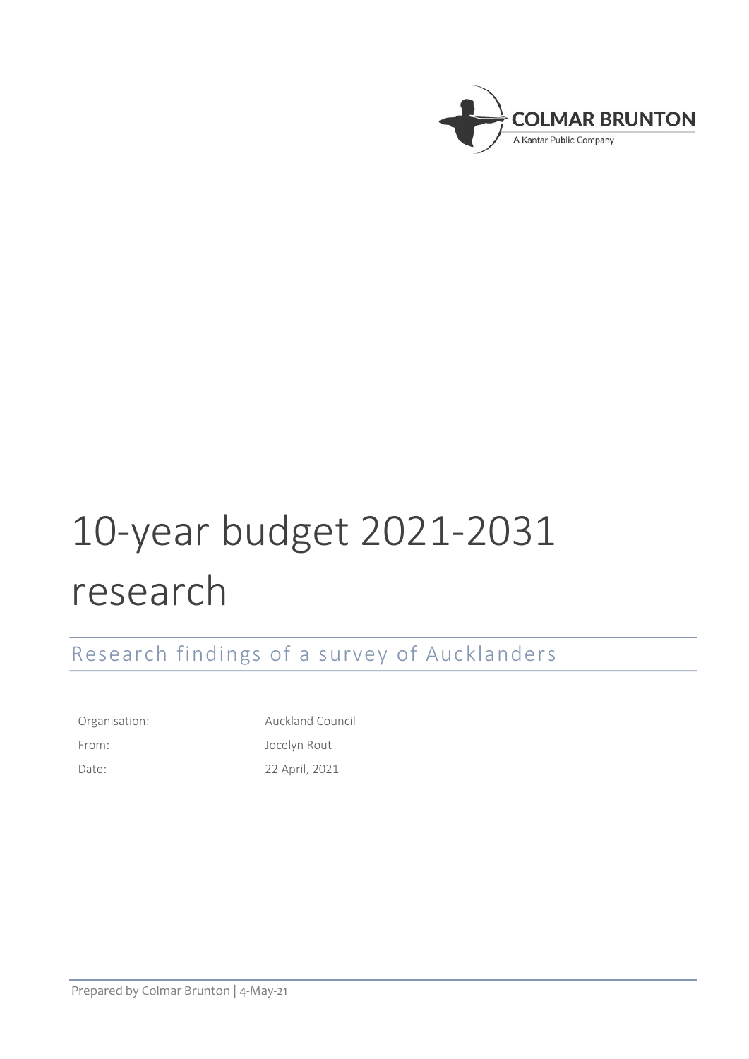COLMAR BRUNTON

A Kantar Public Company

# 10-year budget 2021-2031 research

## Research findings of a survey of Aucklanders

| | |
|---|---|
| Organisation: | Auckland Council |
| From: | Jocelyn Rout |
| Date: | 22 April, 2021 |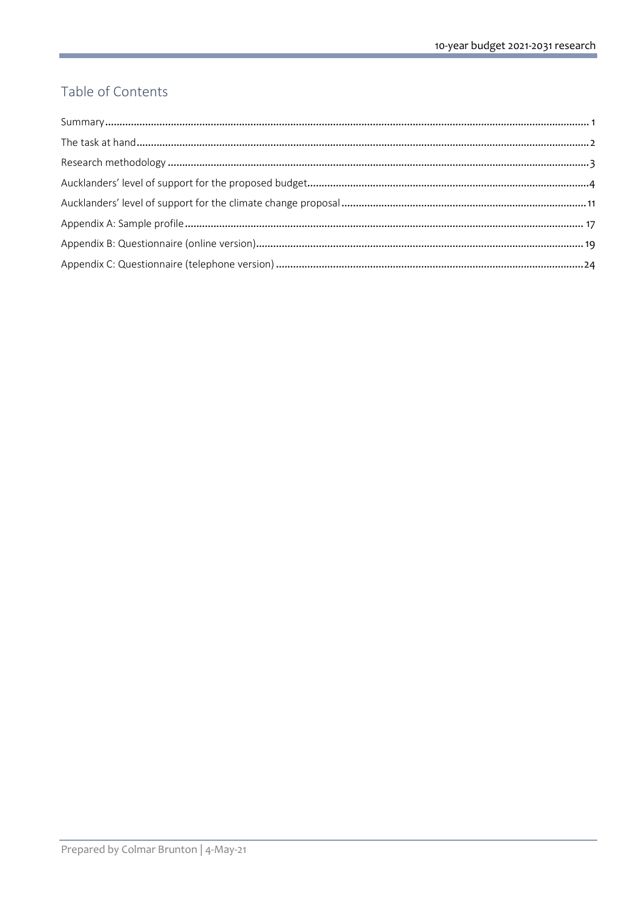## Table of Contents

Summary .......... 1

The task at hand .......... 2

Research methodology .......... 3

Aucklanders' level of support for the proposed budget .......... 4

Aucklanders' level of support for the climate change proposal .......... 11

Appendix A: Sample profile .......... 17

Appendix B: Questionnaire (online version) .......... 19

Appendix C: Questionnaire (telephone version) .......... 24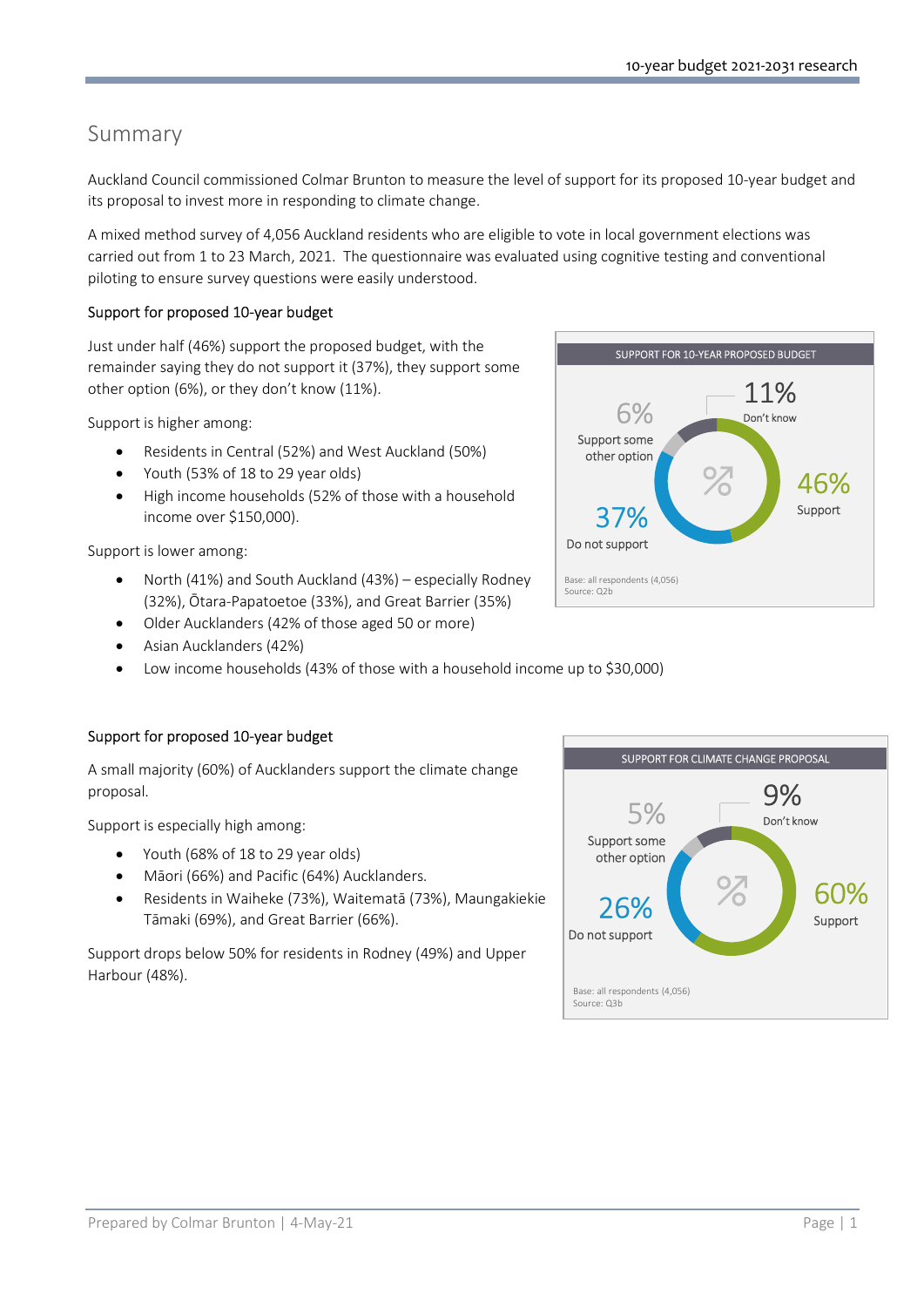# Summary

Auckland Council commissioned Colmar Brunton to measure the level of support for its proposed 10-year budget and its proposal to invest more in responding to climate change.

A mixed method survey of 4,056 Auckland residents who are eligible to vote in local government elections was carried out from 1 to 23 March, 2021. The questionnaire was evaluated using cognitive testing and conventional piloting to ensure survey questions were easily understood.

## Support for proposed 10-year budget

Just under half (46%) support the proposed budget, with the remainder saying they do not support it (37%), they support some other option (6%), or they don't know (11%).

SUPPORT FOR 10-YEAR PROPOSED BUDGET

- 46% Support
- 37% Do not support
- 6% Support some other option
- 11% Don't know

Base: all respondents (4,056)
Source: Q2b

Support is higher among:

- Residents in Central (52%) and West Auckland (50%)
- Youth (53% of 18 to 29 year olds)
- High income households (52% of those with a household income over $150,000).

Support is lower among:

- North (41%) and South Auckland (43%) – especially Rodney (32%), Ōtara-Papatoetoe (33%), and Great Barrier (35%)
- Older Aucklanders (42% of those aged 50 or more)
- Asian Aucklanders (42%)
- Low income households (43% of those with a household income up to $30,000)

## Support for proposed 10-year budget

A small majority (60%) of Aucklanders support the climate change proposal.

SUPPORT FOR CLIMATE CHANGE PROPOSAL

- 60% Support
- 26% Do not support
- 5% Support some other option
- 9% Don't know

Base: all respondents (4,056)
Source: Q3b

Support is especially high among:

- Youth (68% of 18 to 29 year olds)
- Māori (66%) and Pacific (64%) Aucklanders.
- Residents in Waiheke (73%), Waitematā (73%), Maungakiekie Tāmaki (69%), and Great Barrier (66%).

Support drops below 50% for residents in Rodney (49%) and Upper Harbour (48%).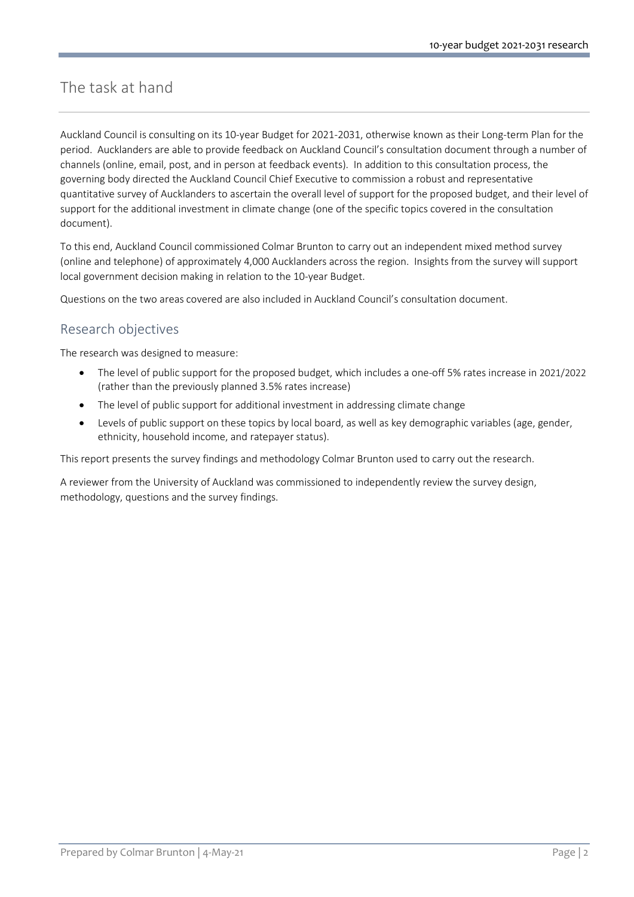# The task at hand

Auckland Council is consulting on its 10-year Budget for 2021-2031, otherwise known as their Long-term Plan for the period. Aucklanders are able to provide feedback on Auckland Council's consultation document through a number of channels (online, email, post, and in person at feedback events). In addition to this consultation process, the governing body directed the Auckland Council Chief Executive to commission a robust and representative quantitative survey of Aucklanders to ascertain the overall level of support for the proposed budget, and their level of support for the additional investment in climate change (one of the specific topics covered in the consultation document).

To this end, Auckland Council commissioned Colmar Brunton to carry out an independent mixed method survey (online and telephone) of approximately 4,000 Aucklanders across the region. Insights from the survey will support local government decision making in relation to the 10-year Budget.

Questions on the two areas covered are also included in Auckland Council's consultation document.

## Research objectives

The research was designed to measure:

- The level of public support for the proposed budget, which includes a one-off 5% rates increase in 2021/2022 (rather than the previously planned 3.5% rates increase)
- The level of public support for additional investment in addressing climate change
- Levels of public support on these topics by local board, as well as key demographic variables (age, gender, ethnicity, household income, and ratepayer status).

This report presents the survey findings and methodology Colmar Brunton used to carry out the research.

A reviewer from the University of Auckland was commissioned to independently review the survey design, methodology, questions and the survey findings.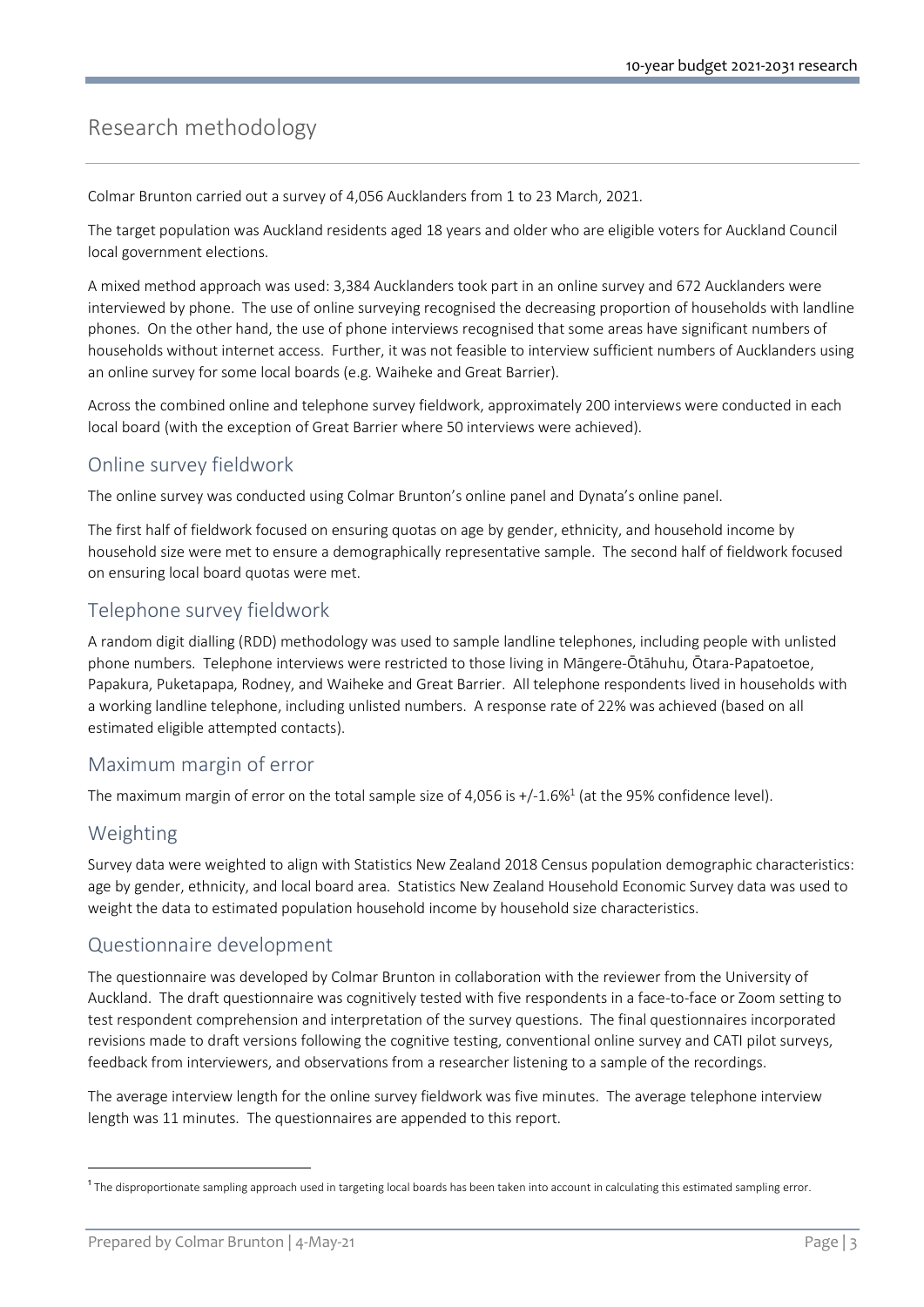# Research methodology

Colmar Brunton carried out a survey of 4,056 Aucklanders from 1 to 23 March, 2021.

The target population was Auckland residents aged 18 years and older who are eligible voters for Auckland Council local government elections.

A mixed method approach was used: 3,384 Aucklanders took part in an online survey and 672 Aucklanders were interviewed by phone. The use of online surveying recognised the decreasing proportion of households with landline phones. On the other hand, the use of phone interviews recognised that some areas have significant numbers of households without internet access. Further, it was not feasible to interview sufficient numbers of Aucklanders using an online survey for some local boards (e.g. Waiheke and Great Barrier).

Across the combined online and telephone survey fieldwork, approximately 200 interviews were conducted in each local board (with the exception of Great Barrier where 50 interviews were achieved).

## Online survey fieldwork

The online survey was conducted using Colmar Brunton's online panel and Dynata's online panel.

The first half of fieldwork focused on ensuring quotas on age by gender, ethnicity, and household income by household size were met to ensure a demographically representative sample. The second half of fieldwork focused on ensuring local board quotas were met.

## Telephone survey fieldwork

A random digit dialling (RDD) methodology was used to sample landline telephones, including people with unlisted phone numbers. Telephone interviews were restricted to those living in Māngere-Ōtāhuhu, Ōtara-Papatoetoe, Papakura, Puketapapa, Rodney, and Waiheke and Great Barrier. All telephone respondents lived in households with a working landline telephone, including unlisted numbers. A response rate of 22% was achieved (based on all estimated eligible attempted contacts).

## Maximum margin of error

The maximum margin of error on the total sample size of 4,056 is +/-1.6%[1] (at the 95% confidence level).

## Weighting

Survey data were weighted to align with Statistics New Zealand 2018 Census population demographic characteristics: age by gender, ethnicity, and local board area. Statistics New Zealand Household Economic Survey data was used to weight the data to estimated population household income by household size characteristics.

## Questionnaire development

The questionnaire was developed by Colmar Brunton in collaboration with the reviewer from the University of Auckland. The draft questionnaire was cognitively tested with five respondents in a face-to-face or Zoom setting to test respondent comprehension and interpretation of the survey questions. The final questionnaires incorporated revisions made to draft versions following the cognitive testing, conventional online survey and CATI pilot surveys, feedback from interviewers, and observations from a researcher listening to a sample of the recordings.

The average interview length for the online survey fieldwork was five minutes. The average telephone interview length was 11 minutes. The questionnaires are appended to this report.

[1] The disproportionate sampling approach used in targeting local boards has been taken into account in calculating this estimated sampling error.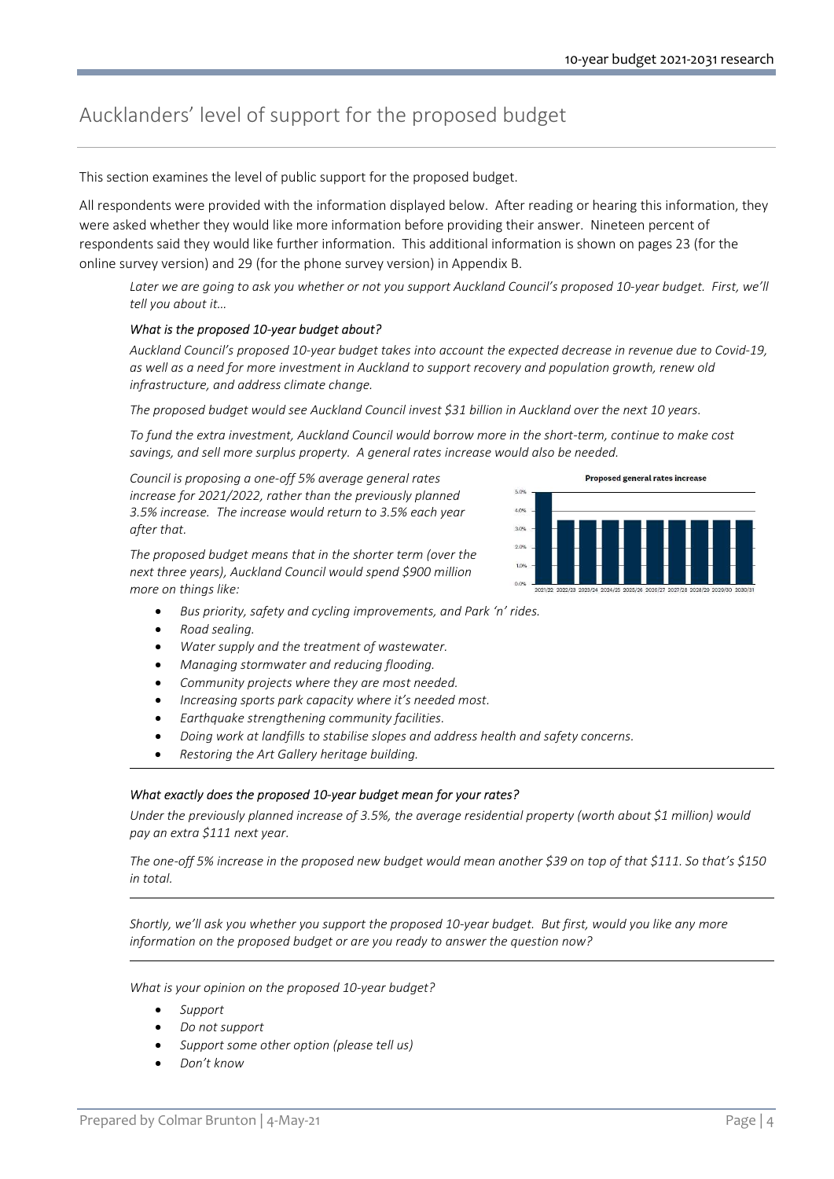# Aucklanders' level of support for the proposed budget

This section examines the level of public support for the proposed budget.

All respondents were provided with the information displayed below. After reading or hearing this information, they were asked whether they would like more information before providing their answer. Nineteen percent of respondents said they would like further information. This additional information is shown on pages 23 (for the online survey version) and 29 (for the phone survey version) in Appendix B.

*Later we are going to ask you whether or not you support Auckland Council's proposed 10-year budget. First, we'll tell you about it…*

*What is the proposed 10-year budget about?*

*Auckland Council's proposed 10-year budget takes into account the expected decrease in revenue due to Covid-19, as well as a need for more investment in Auckland to support recovery and population growth, renew old infrastructure, and address climate change.*

*The proposed budget would see Auckland Council invest $31 billion in Auckland over the next 10 years.*

*To fund the extra investment, Auckland Council would borrow more in the short-term, continue to make cost savings, and sell more surplus property. A general rates increase would also be needed.*

*Council is proposing a one-off 5% average general rates increase for 2021/2022, rather than the previously planned 3.5% increase. The increase would return to 3.5% each year after that.*

**Proposed general rates increase**

| Year | Increase |
|---|---|
| 2021/22 | 5.0% |
| 2022/23 | 3.5% |
| 2023/24 | 3.5% |
| 2024/25 | 3.5% |
| 2025/26 | 3.5% |
| 2026/27 | 3.5% |
| 2027/28 | 3.5% |
| 2028/29 | 3.5% |
| 2029/30 | 3.5% |
| 2030/31 | 3.5% |

*The proposed budget means that in the shorter term (over the next three years), Auckland Council would spend $900 million more on things like:*

- *Bus priority, safety and cycling improvements, and Park 'n' rides.*
- *Road sealing.*
- *Water supply and the treatment of wastewater.*
- *Managing stormwater and reducing flooding.*
- *Community projects where they are most needed.*
- *Increasing sports park capacity where it's needed most.*
- *Earthquake strengthening community facilities.*
- *Doing work at landfills to stabilise slopes and address health and safety concerns.*
- *Restoring the Art Gallery heritage building.*

*What exactly does the proposed 10-year budget mean for your rates?*

*Under the previously planned increase of 3.5%, the average residential property (worth about $1 million) would pay an extra $111 next year.*

*The one-off 5% increase in the proposed new budget would mean another $39 on top of that $111. So that's $150 in total.*

*Shortly, we'll ask you whether you support the proposed 10-year budget. But first, would you like any more information on the proposed budget or are you ready to answer the question now?*

*What is your opinion on the proposed 10-year budget?*

- *Support*
- *Do not support*
- *Support some other option (please tell us)*
- *Don't know*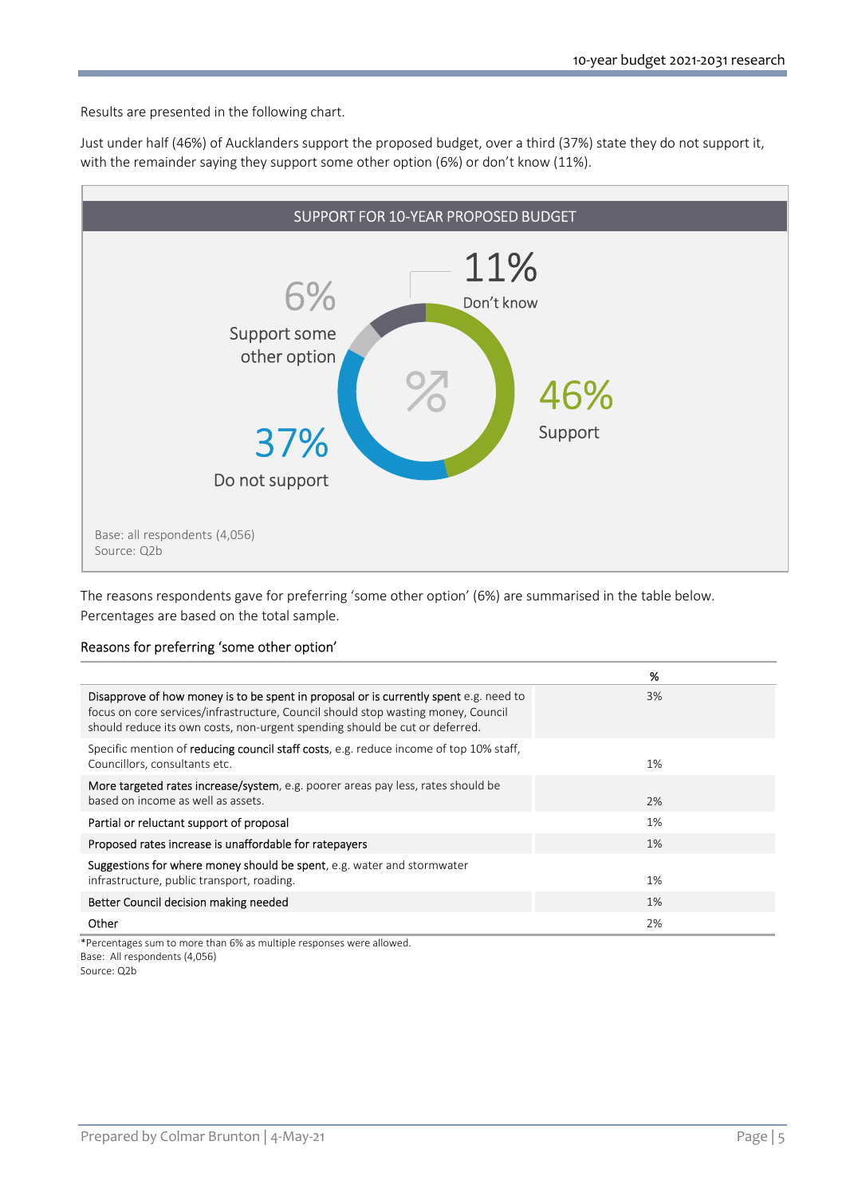Results are presented in the following chart.

Just under half (46%) of Aucklanders support the proposed budget, over a third (37%) state they do not support it, with the remainder saying they support some other option (6%) or don't know (11%).

**SUPPORT FOR 10-YEAR PROPOSED BUDGET**

11% Don't know

6% Support some other option

46% Support

37% Do not support

Base: all respondents (4,056)
Source: Q2b

The reasons respondents gave for preferring 'some other option' (6%) are summarised in the table below. Percentages are based on the total sample.

Reasons for preferring 'some other option'

| | % |
|---|---|
| Disapprove of how money is to be spent in proposal or is currently spent e.g. need to focus on core services/infrastructure, Council should stop wasting money, Council should reduce its own costs, non-urgent spending should be cut or deferred. | 3% |
| Specific mention of reducing council staff costs, e.g. reduce income of top 10% staff, Councillors, consultants etc. | 1% |
| More targeted rates increase/system, e.g. poorer areas pay less, rates should be based on income as well as assets. | 2% |
| Partial or reluctant support of proposal | 1% |
| Proposed rates increase is unaffordable for ratepayers | 1% |
| Suggestions for where money should be spent, e.g. water and stormwater infrastructure, public transport, roading. | 1% |
| Better Council decision making needed | 1% |
| Other | 2% |

*Percentages sum to more than 6% as multiple responses were allowed.
Base: All respondents (4,056)
Source: Q2b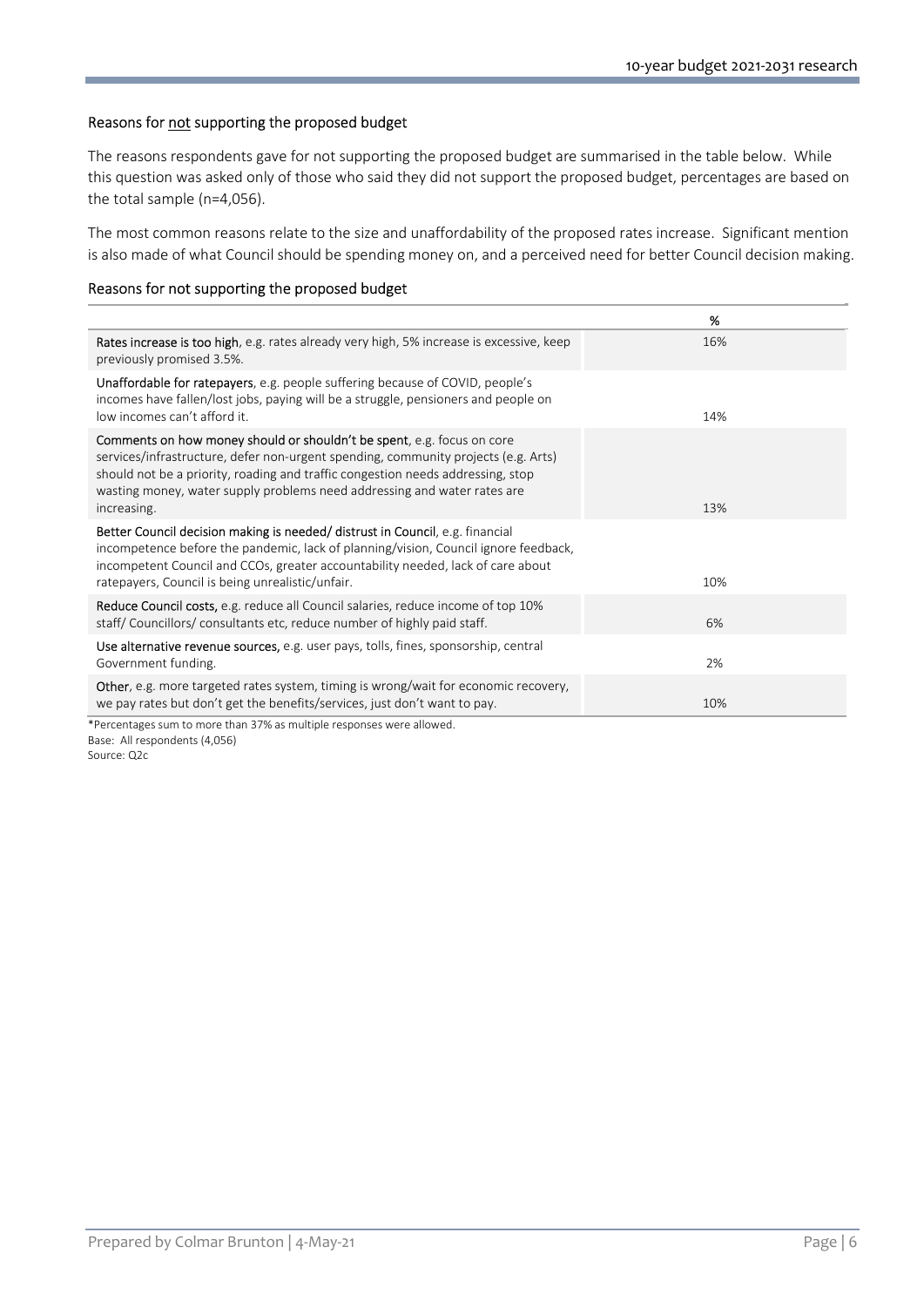## Reasons for not supporting the proposed budget

The reasons respondents gave for not supporting the proposed budget are summarised in the table below. While this question was asked only of those who said they did not support the proposed budget, percentages are based on the total sample (n=4,056).

The most common reasons relate to the size and unaffordability of the proposed rates increase. Significant mention is also made of what Council should be spending money on, and a perceived need for better Council decision making.

### Reasons for not supporting the proposed budget

| | % |
|---|---|
| Rates increase is too high, e.g. rates already very high, 5% increase is excessive, keep previously promised 3.5%. | 16% |
| Unaffordable for ratepayers, e.g. people suffering because of COVID, people's incomes have fallen/lost jobs, paying will be a struggle, pensioners and people on low incomes can't afford it. | 14% |
| Comments on how money should or shouldn't be spent, e.g. focus on core services/infrastructure, defer non-urgent spending, community projects (e.g. Arts) should not be a priority, roading and traffic congestion needs addressing, stop wasting money, water supply problems need addressing and water rates are increasing. | 13% |
| Better Council decision making is needed/ distrust in Council, e.g. financial incompetence before the pandemic, lack of planning/vision, Council ignore feedback, incompetent Council and CCOs, greater accountability needed, lack of care about ratepayers, Council is being unrealistic/unfair. | 10% |
| Reduce Council costs, e.g. reduce all Council salaries, reduce income of top 10% staff/ Councillors/ consultants etc, reduce number of highly paid staff. | 6% |
| Use alternative revenue sources, e.g. user pays, tolls, fines, sponsorship, central Government funding. | 2% |
| Other, e.g. more targeted rates system, timing is wrong/wait for economic recovery, we pay rates but don't get the benefits/services, just don't want to pay. | 10% |

*Percentages sum to more than 37% as multiple responses were allowed.

Base: All respondents (4,056)

Source: Q2c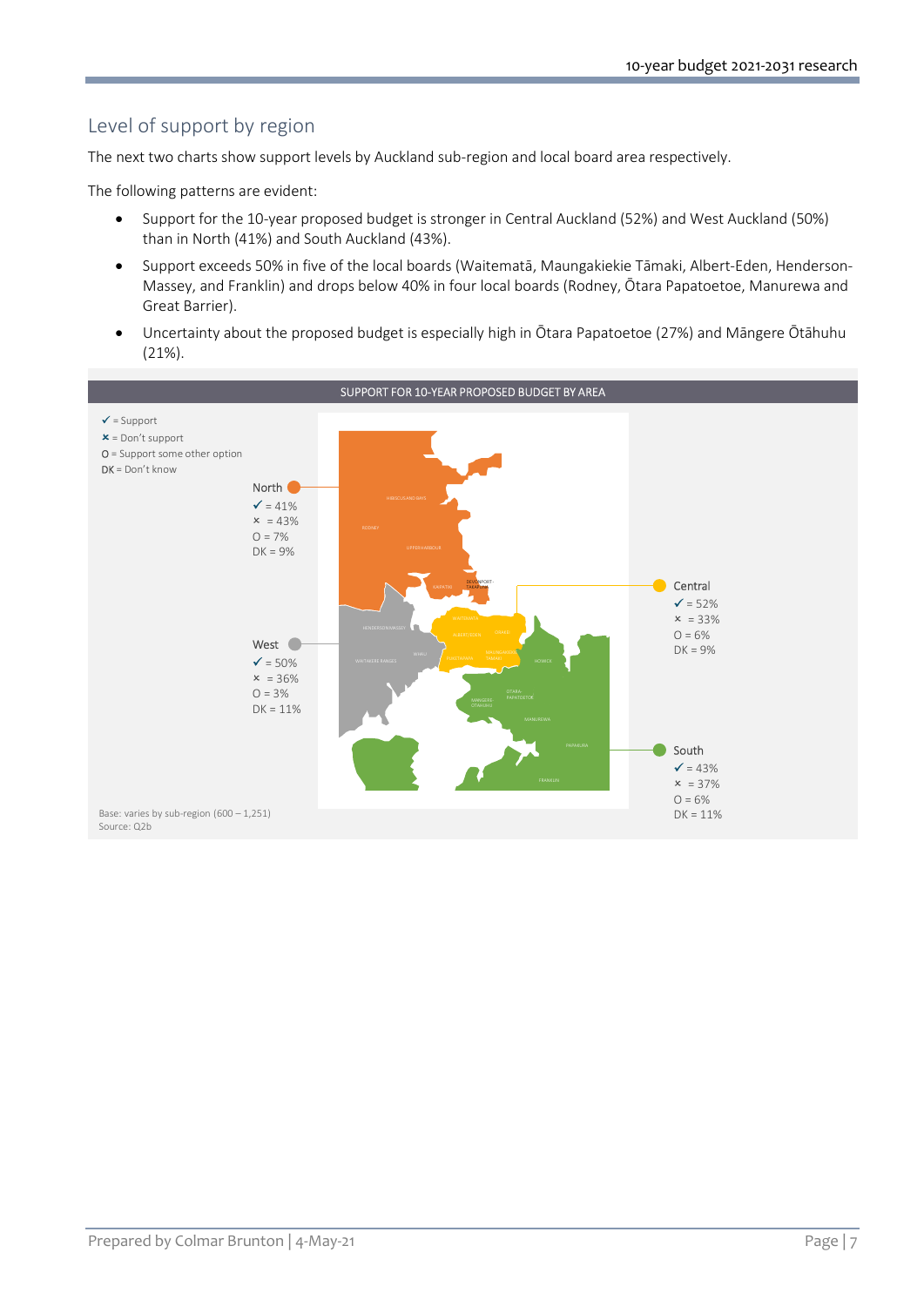## Level of support by region

The next two charts show support levels by Auckland sub-region and local board area respectively.

The following patterns are evident:

- Support for the 10-year proposed budget is stronger in Central Auckland (52%) and West Auckland (50%) than in North (41%) and South Auckland (43%).
- Support exceeds 50% in five of the local boards (Waitematā, Maungakiekie Tāmaki, Albert-Eden, Henderson-Massey, and Franklin) and drops below 40% in four local boards (Rodney, Ōtara Papatoetoe, Manurewa and Great Barrier).
- Uncertainty about the proposed budget is especially high in Ōtara Papatoetoe (27%) and Māngere Ōtāhuhu (21%).

**SUPPORT FOR 10-YEAR PROPOSED BUDGET BY AREA**

✓ = Support
× = Don't support
O = Support some other option
DK = Don't know

| Area | ✓ | × | O | DK |
|---|---|---|---|---|
| North | 41% | 43% | 7% | 9% |
| West | 50% | 36% | 3% | 11% |
| Central | 52% | 33% | 6% | 9% |
| South | 43% | 37% | 6% | 11% |

Base: varies by sub-region (600 – 1,251)
Source: Q2b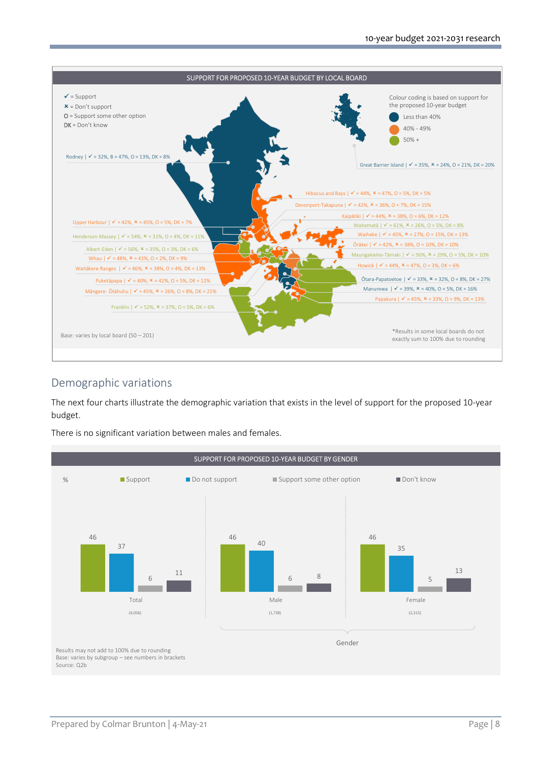**SUPPORT FOR PROPOSED 10-YEAR BUDGET BY LOCAL BOARD**

✓ = Support
✗ = Don't support
O = Support some other option
DK = Don't know

Colour coding is based on support for the proposed 10-year budget
- Less than 40%
- 40% - 49%
- 50% +

| Local board | ✓ | ✗ | O | DK |
|---|---|---|---|---|
| Rodney | 32% | 47% | 13% | 8% |
| Great Barrier Island | 35% | 24% | 21% | 20% |
| Hibiscus and Bays | 44% | 47% | 5% | 5% |
| Devonport-Takapuna | 42% | 36% | 7% | 15% |
| Upper Harbour | 42% | 45% | 5% | 7% |
| Kaipātiki | 44% | 38% | 6% | 12% |
| Waitematā | 61% | 26% | 5% | 8% |
| Henderson-Massey | 54% | 31% | 4% | 11% |
| Waiheke | 45% | 27% | 15% | 13% |
| Ōrākei | 42% | 38% | 10% | 10% |
| Albert-Eden | 56% | 35% | 3% | 6% |
| Whau | 48% | 41% | 2% | 9% |
| Maungakiekie-Tāmaki | 56% | 29% | 5% | 10% |
| Waitākere Ranges | 46% | 38% | 4% | 13% |
| Howick | 44% | 47% | 3% | 6% |
| Puketāpapa | 40% | 42% | 5% | 12% |
| Ōtara-Papatoetoe | 33% | 32% | 8% | 27% |
| Māngere- Ōtāhuhu | 45% | 26% | 8% | 21% |
| Manurewa | 39% | 40% | 5% | 16% |
| Papakura | 45% | 33% | 9% | 13% |
| Franklin | 52% | 37% | 5% | 6% |

Base: varies by local board (50 – 201)

*Results in some local boards do not exactly sum to 100% due to rounding

## Demographic variations

The next four charts illustrate the demographic variation that exists in the level of support for the proposed 10-year budget.

There is no significant variation between males and females.

**SUPPORT FOR PROPOSED 10-YEAR BUDGET BY GENDER**

| % | Total (4,056) | Male (1,738) | Female (2,315) |
|---|---|---|---|
| Support | 46 | 46 | 46 |
| Do not support | 37 | 40 | 35 |
| Support some other option | 6 | 6 | 5 |
| Don't know | 11 | 8 | 13 |

Results may not add to 100% due to rounding
Base: varies by subgroup – see numbers in brackets
Source: Q2b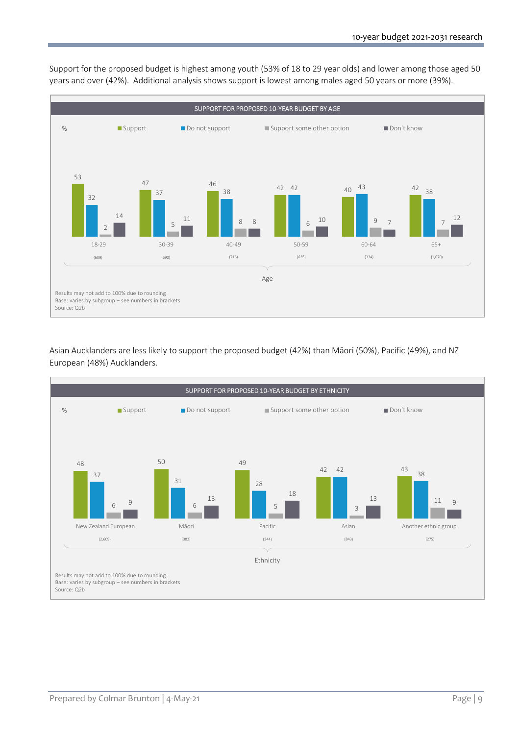Support for the proposed budget is highest among youth (53% of 18 to 29 year olds) and lower among those aged 50 years and over (42%). Additional analysis shows support is lowest among males aged 50 years or more (39%).

**SUPPORT FOR PROPOSED 10-YEAR BUDGET BY AGE**

| % | 18-29 (609) | 30-39 (690) | 40-49 (716) | 50-59 (635) | 60-64 (334) | 65+ (1,070) |
|---|---|---|---|---|---|---|
| Support | 53 | 47 | 46 | 42 | 40 | 42 |
| Do not support | 32 | 37 | 38 | 42 | 43 | 38 |
| Support some other option | 2 | 5 | 8 | 6 | 9 | 7 |
| Don't know | 14 | 11 | 8 | 10 | 7 | 12 |

Age

Results may not add to 100% due to rounding
Base: varies by subgroup – see numbers in brackets
Source: Q2b

Asian Aucklanders are less likely to support the proposed budget (42%) than Māori (50%), Pacific (49%), and NZ European (48%) Aucklanders.

**SUPPORT FOR PROPOSED 10-YEAR BUDGET BY ETHNICITY**

| % | New Zealand European (2,609) | Māori (382) | Pacific (344) | Asian (843) | Another ethnic group (275) |
|---|---|---|---|---|---|
| Support | 48 | 50 | 49 | 42 | 43 |
| Do not support | 37 | 31 | 28 | 42 | 38 |
| Support some other option | 6 | 6 | 5 | 3 | 11 |
| Don't know | 9 | 13 | 18 | 13 | 9 |

Ethnicity

Results may not add to 100% due to rounding
Base: varies by subgroup – see numbers in brackets
Source: Q2b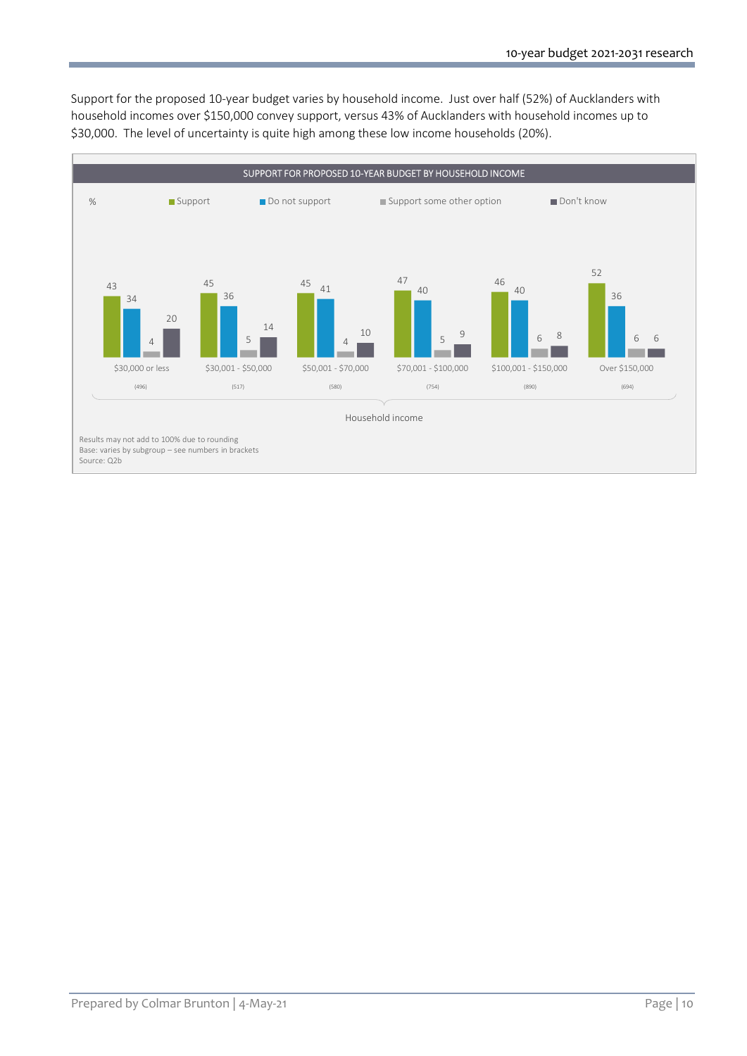Support for the proposed 10-year budget varies by household income. Just over half (52%) of Aucklanders with household incomes over $150,000 convey support, versus 43% of Aucklanders with household incomes up to $30,000. The level of uncertainty is quite high among these low income households (20%).

**SUPPORT FOR PROPOSED 10-YEAR BUDGET BY HOUSEHOLD INCOME**

| Household income (%) | Support | Do not support | Support some other option | Don't know |
|---|---|---|---|---|
| $30,000 or less (496) | 43 | 34 | 4 | 20 |
| $30,001 - $50,000 (517) | 45 | 36 | 5 | 14 |
| $50,001 - $70,000 (580) | 45 | 41 | 4 | 10 |
| $70,001 - $100,000 (754) | 47 | 40 | 5 | 9 |
| $100,001 - $150,000 (890) | 46 | 40 | 6 | 8 |
| Over $150,000 (694) | 52 | 36 | 6 | 6 |

Results may not add to 100% due to rounding
Base: varies by subgroup – see numbers in brackets
Source: Q2b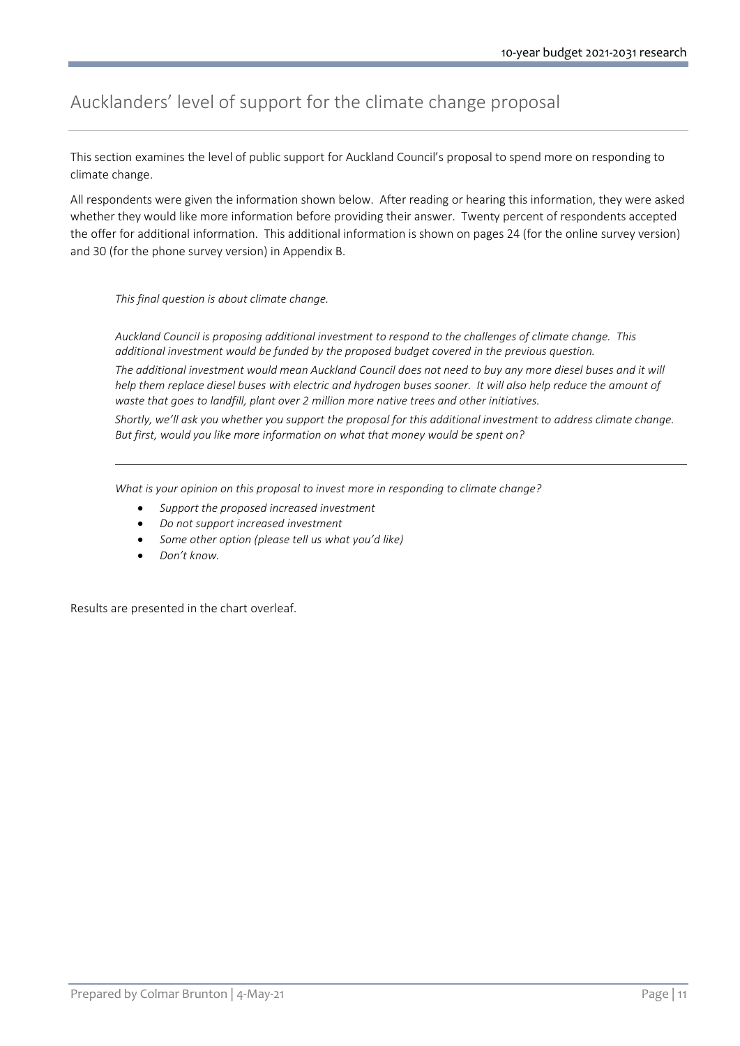## Aucklanders' level of support for the climate change proposal

This section examines the level of public support for Auckland Council's proposal to spend more on responding to climate change.

All respondents were given the information shown below. After reading or hearing this information, they were asked whether they would like more information before providing their answer. Twenty percent of respondents accepted the offer for additional information. This additional information is shown on pages 24 (for the online survey version) and 30 (for the phone survey version) in Appendix B.

*This final question is about climate change.*

*Auckland Council is proposing additional investment to respond to the challenges of climate change. This additional investment would be funded by the proposed budget covered in the previous question.*

*The additional investment would mean Auckland Council does not need to buy any more diesel buses and it will help them replace diesel buses with electric and hydrogen buses sooner. It will also help reduce the amount of waste that goes to landfill, plant over 2 million more native trees and other initiatives.*

*Shortly, we'll ask you whether you support the proposal for this additional investment to address climate change. But first, would you like more information on what that money would be spent on?*

---

*What is your opinion on this proposal to invest more in responding to climate change?*

- *Support the proposed increased investment*
- *Do not support increased investment*
- *Some other option (please tell us what you'd like)*
- *Don't know.*

Results are presented in the chart overleaf.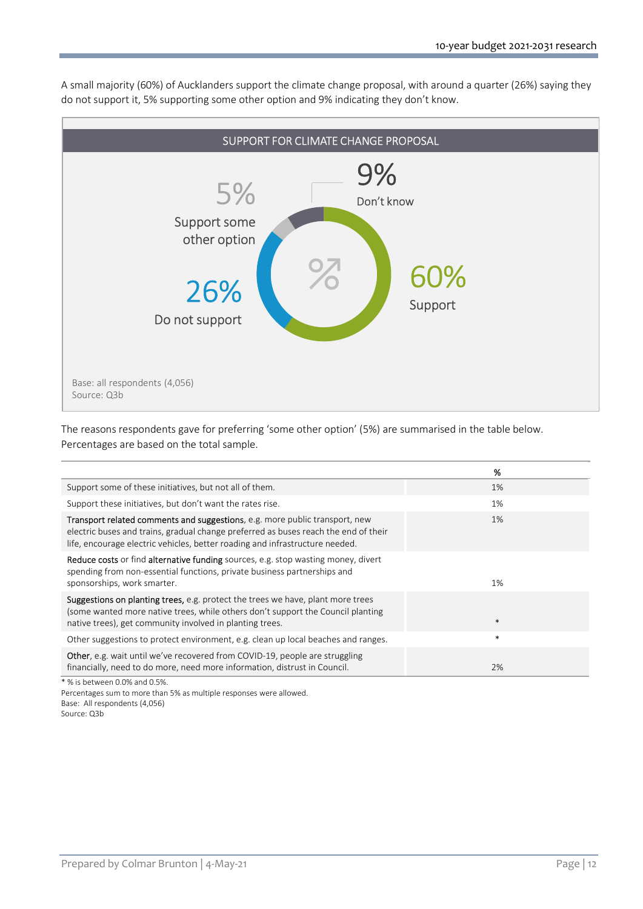A small majority (60%) of Aucklanders support the climate change proposal, with around a quarter (26%) saying they do not support it, 5% supporting some other option and 9% indicating they don't know.

**SUPPORT FOR CLIMATE CHANGE PROPOSAL**

| Response | % |
|---|---|
| Support | 60% |
| Do not support | 26% |
| Support some other option | 5% |
| Don't know | 9% |

Base: all respondents (4,056)
Source: Q3b

The reasons respondents gave for preferring 'some other option' (5%) are summarised in the table below. Percentages are based on the total sample.

| | % |
|---|---|
| Support some of these initiatives, but not all of them. | 1% |
| Support these initiatives, but don't want the rates rise. | 1% |
| Transport related comments and suggestions, e.g. more public transport, new electric buses and trains, gradual change preferred as buses reach the end of their life, encourage electric vehicles, better roading and infrastructure needed. | 1% |
| Reduce costs or find alternative funding sources, e.g. stop wasting money, divert spending from non-essential functions, private business partnerships and sponsorships, work smarter. | 1% |
| Suggestions on planting trees, e.g. protect the trees we have, plant more trees (some wanted more native trees, while others don't support the Council planting native trees), get community involved in planting trees. | * |
| Other suggestions to protect environment, e.g. clean up local beaches and ranges. | * |
| Other, e.g. wait until we've recovered from COVID-19, people are struggling financially, need to do more, need more information, distrust in Council. | 2% |

\* % is between 0.0% and 0.5%.
Percentages sum to more than 5% as multiple responses were allowed.
Base: All respondents (4,056)
Source: Q3b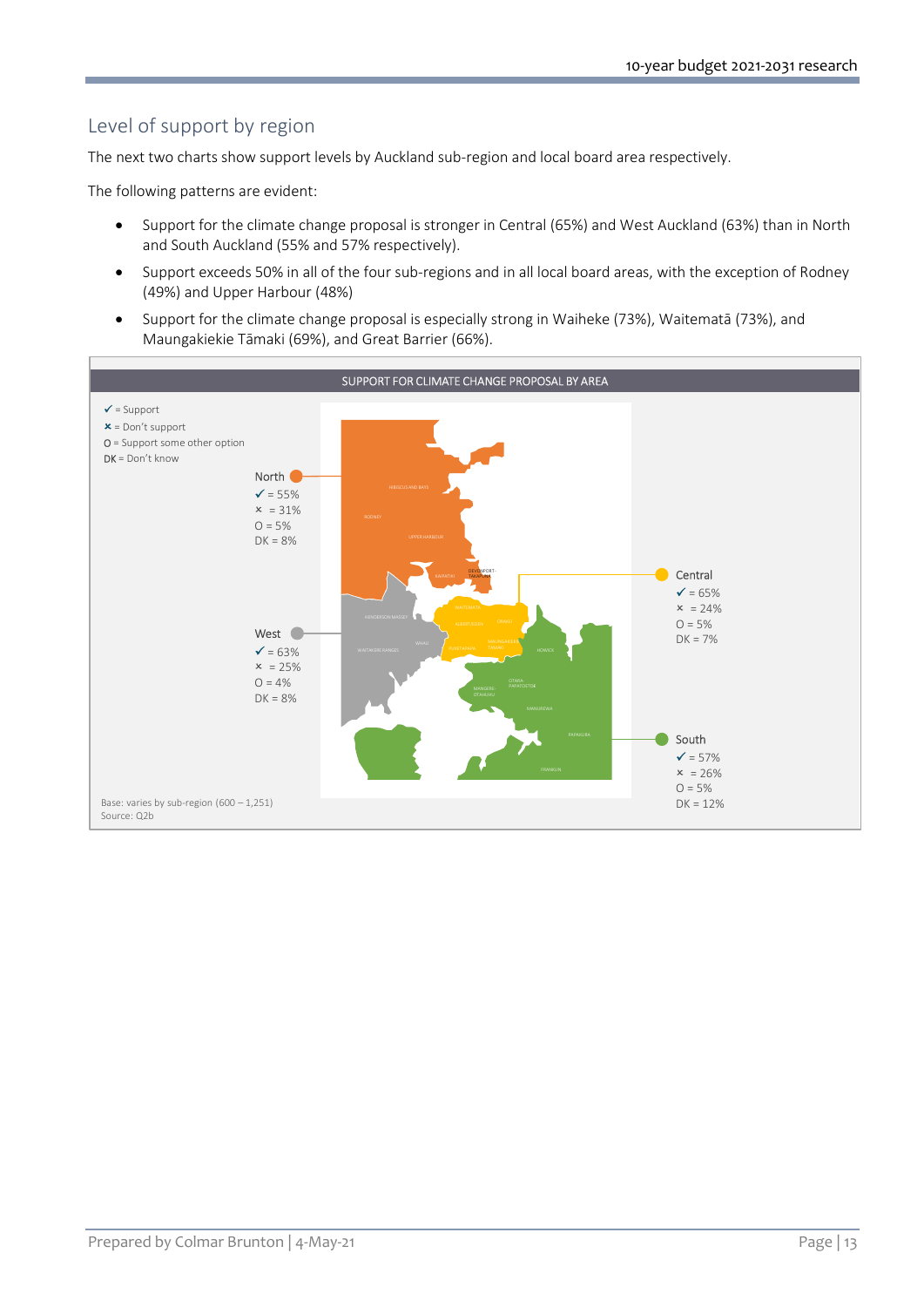## Level of support by region

The next two charts show support levels by Auckland sub-region and local board area respectively.

The following patterns are evident:

- Support for the climate change proposal is stronger in Central (65%) and West Auckland (63%) than in North and South Auckland (55% and 57% respectively).
- Support exceeds 50% in all of the four sub-regions and in all local board areas, with the exception of Rodney (49%) and Upper Harbour (48%)
- Support for the climate change proposal is especially strong in Waiheke (73%), Waitematā (73%), and Maungakiekie Tāmaki (69%), and Great Barrier (66%).

**SUPPORT FOR CLIMATE CHANGE PROPOSAL BY AREA**

✓ = Support
× = Don't support
O = Support some other option
DK = Don't know

| Sub-region | ✓ Support | × Don't support | O Support some other option | DK Don't know |
|---|---|---|---|---|
| North | 55% | 31% | 5% | 8% |
| West | 63% | 25% | 4% | 8% |
| Central | 65% | 24% | 5% | 7% |
| South | 57% | 26% | 5% | 12% |

Base: varies by sub-region (600 – 1,251)
Source: Q2b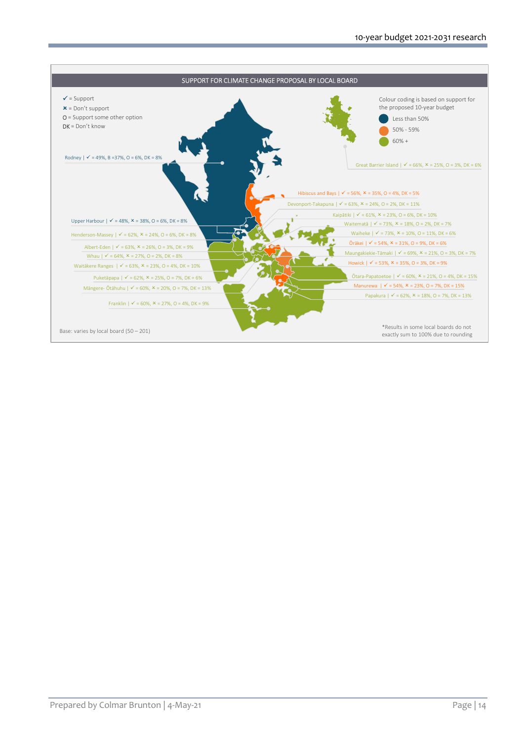## SUPPORT FOR CLIMATE CHANGE PROPOSAL BY LOCAL BOARD

✓ = Support
✗ = Don't support
O = Support some other option
DK = Don't know

Colour coding is based on support for the proposed 10-year budget

- Less than 50%
- 50% - 59%
- 60% +

Rodney | ✓ = 49%, B =37%, O = 6%, DK = 8%

Great Barrier Island | ✓ = 66%, ✗ = 25%, O = 3%, DK = 6%

Hibiscus and Bays | ✓ = 56%, ✗ = 35%, O = 4%, DK = 5%

Devonport-Takapuna | ✓ = 63%, ✗ = 24%, O = 2%, DK = 11%

Kaipātiki | ✓ = 61%, ✗ = 23%, O = 6%, DK = 10%

Upper Harbour | ✓ = 48%, ✗ = 38%, O = 6%, DK = 8%

Waitematā | ✓ = 73%, ✗ = 18%, O = 2%, DK = 7%

Henderson-Massey | ✓ = 62%, ✗ = 24%, O = 6%, DK = 8%

Waiheke | ✓ = 73%, ✗ = 10%, O = 11%, DK = 6%

Ōrākei | ✓ = 54%, ✗ = 31%, O = 9%, DK = 6%

Albert-Eden | ✓ = 63%, ✗ = 26%, O = 3%, DK = 9%

Maungakiekie-Tāmaki | ✓ = 69%, ✗ = 21%, O = 3%, DK = 7%

Whau | ✓ = 64%, ✗ = 27%, O = 2%, DK = 8%

Howick | ✓ = 53%, ✗ = 35%, O = 3%, DK = 9%

Waitākere Ranges | ✓ = 63%, ✗ = 23%, O = 4%, DK = 10%

Puketāpapa | ✓ = 62%, ✗ = 25%, O = 7%, DK = 6%

Ōtara-Papatoetoe | ✓ = 60%, ✗ = 21%, O = 4%, DK = 15%

Māngere- Ōtāhuhu | ✓ = 60%, ✗ = 20%, O = 7%, DK = 13%

Manurewa | ✓ = 54%, ✗ = 23%, O = 7%, DK = 15%

Papakura | ✓ = 62%, ✗ = 18%, O = 7%, DK = 13%

Franklin | ✓ = 60%, ✗ = 27%, O = 4%, DK = 9%

Base: varies by local board (50 – 201)

*Results in some local boards do not exactly sum to 100% due to rounding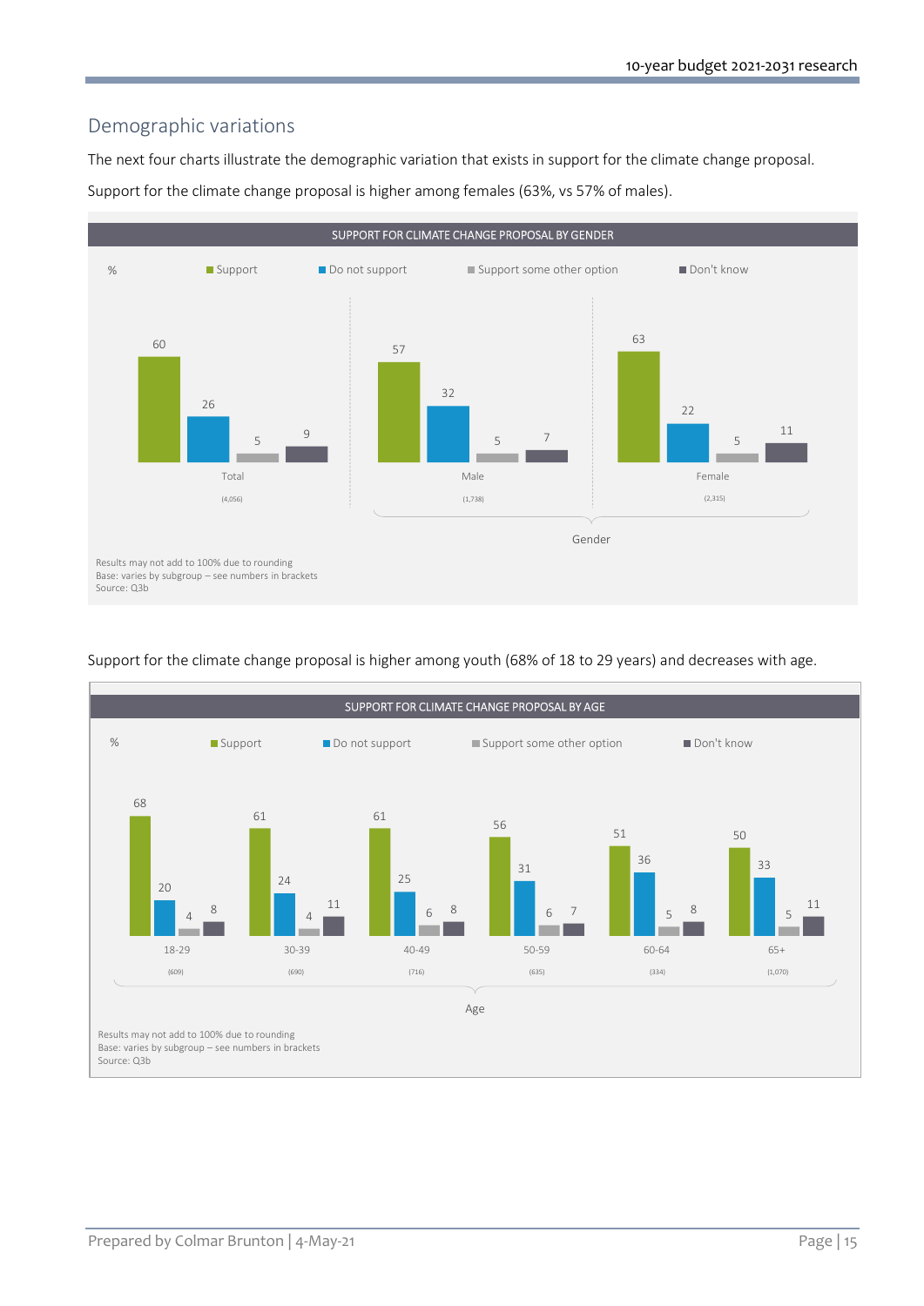## Demographic variations

The next four charts illustrate the demographic variation that exists in support for the climate change proposal.

Support for the climate change proposal is higher among females (63%, vs 57% of males).

**SUPPORT FOR CLIMATE CHANGE PROPOSAL BY GENDER**

| % | Total (4,056) | Male (1,738) | Female (2,315) |
|---|---|---|---|
| Support | 60 | 57 | 63 |
| Do not support | 26 | 32 | 22 |
| Support some other option | 5 | 5 | 5 |
| Don't know | 9 | 7 | 11 |

Results may not add to 100% due to rounding
Base: varies by subgroup – see numbers in brackets
Source: Q3b

Support for the climate change proposal is higher among youth (68% of 18 to 29 years) and decreases with age.

**SUPPORT FOR CLIMATE CHANGE PROPOSAL BY AGE**

| % | 18-29 (609) | 30-39 (690) | 40-49 (716) | 50-59 (635) | 60-64 (334) | 65+ (1,070) |
|---|---|---|---|---|---|---|
| Support | 68 | 61 | 61 | 56 | 51 | 50 |
| Do not support | 20 | 24 | 25 | 31 | 36 | 33 |
| Support some other option | 4 | 4 | 6 | 6 | 5 | 5 |
| Don't know | 8 | 11 | 8 | 7 | 8 | 11 |

Results may not add to 100% due to rounding
Base: varies by subgroup – see numbers in brackets
Source: Q3b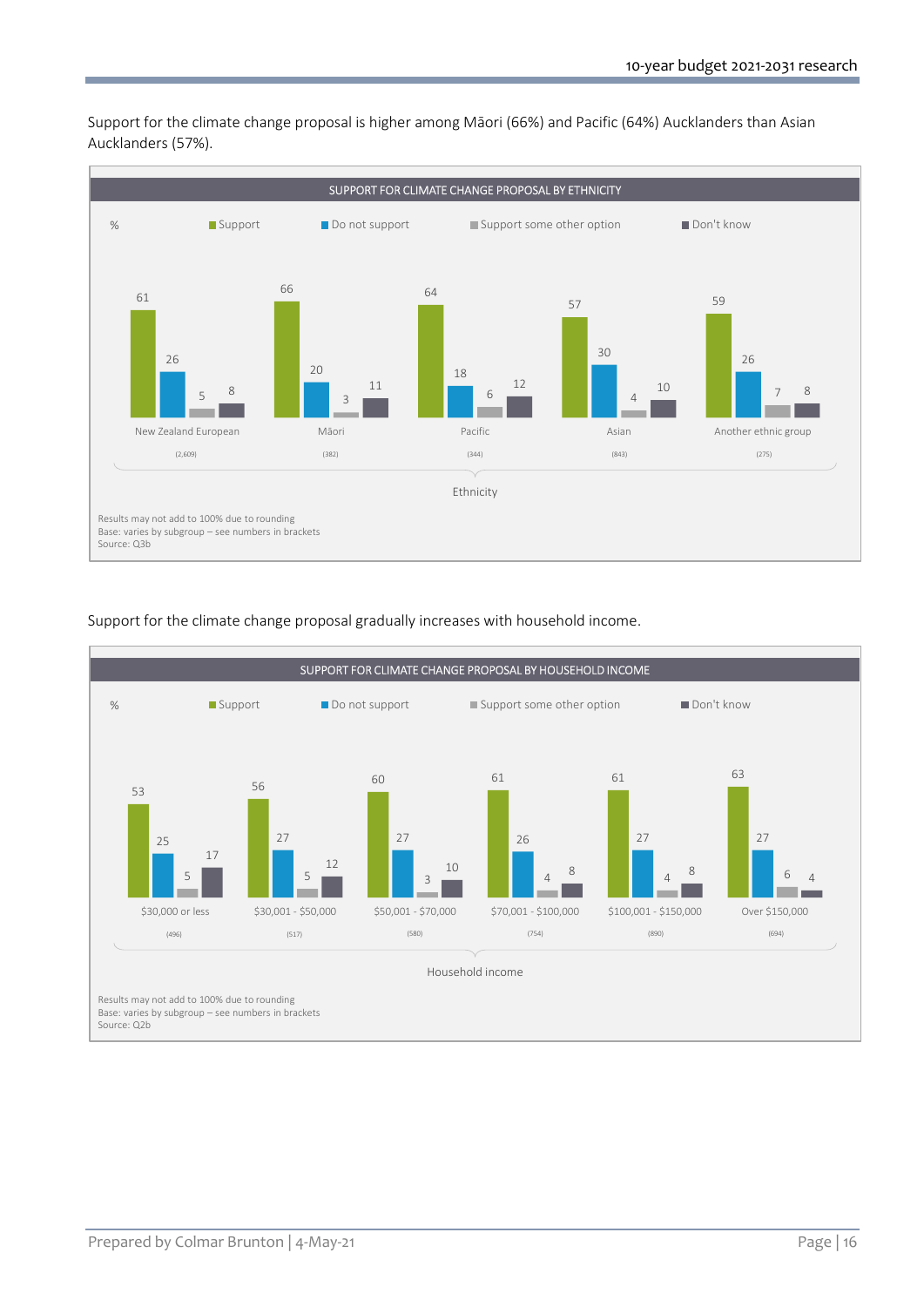Support for the climate change proposal is higher among Māori (66%) and Pacific (64%) Aucklanders than Asian Aucklanders (57%).

**SUPPORT FOR CLIMATE CHANGE PROPOSAL BY ETHNICITY**

| % | New Zealand European (2,609) | Māori (382) | Pacific (344) | Asian (843) | Another ethnic group (275) |
|---|---|---|---|---|---|
| Support | 61 | 66 | 64 | 57 | 59 |
| Do not support | 26 | 20 | 18 | 30 | 26 |
| Support some other option | 5 | 3 | 6 | 4 | 7 |
| Don't know | 8 | 11 | 12 | 10 | 8 |

Ethnicity

Results may not add to 100% due to rounding
Base: varies by subgroup – see numbers in brackets
Source: Q3b

Support for the climate change proposal gradually increases with household income.

**SUPPORT FOR CLIMATE CHANGE PROPOSAL BY HOUSEHOLD INCOME**

| % | $30,000 or less (496) | $30,001 - $50,000 (517) | $50,001 - $70,000 (580) | $70,001 - $100,000 (754) | $100,001 - $150,000 (890) | Over $150,000 (694) |
|---|---|---|---|---|---|---|
| Support | 53 | 56 | 60 | 61 | 61 | 63 |
| Do not support | 25 | 27 | 27 | 26 | 27 | 27 |
| Support some other option | 5 | 5 | 3 | 4 | 4 | 6 |
| Don't know | 17 | 12 | 10 | 8 | 8 | 4 |

Household income

Results may not add to 100% due to rounding
Base: varies by subgroup – see numbers in brackets
Source: Q2b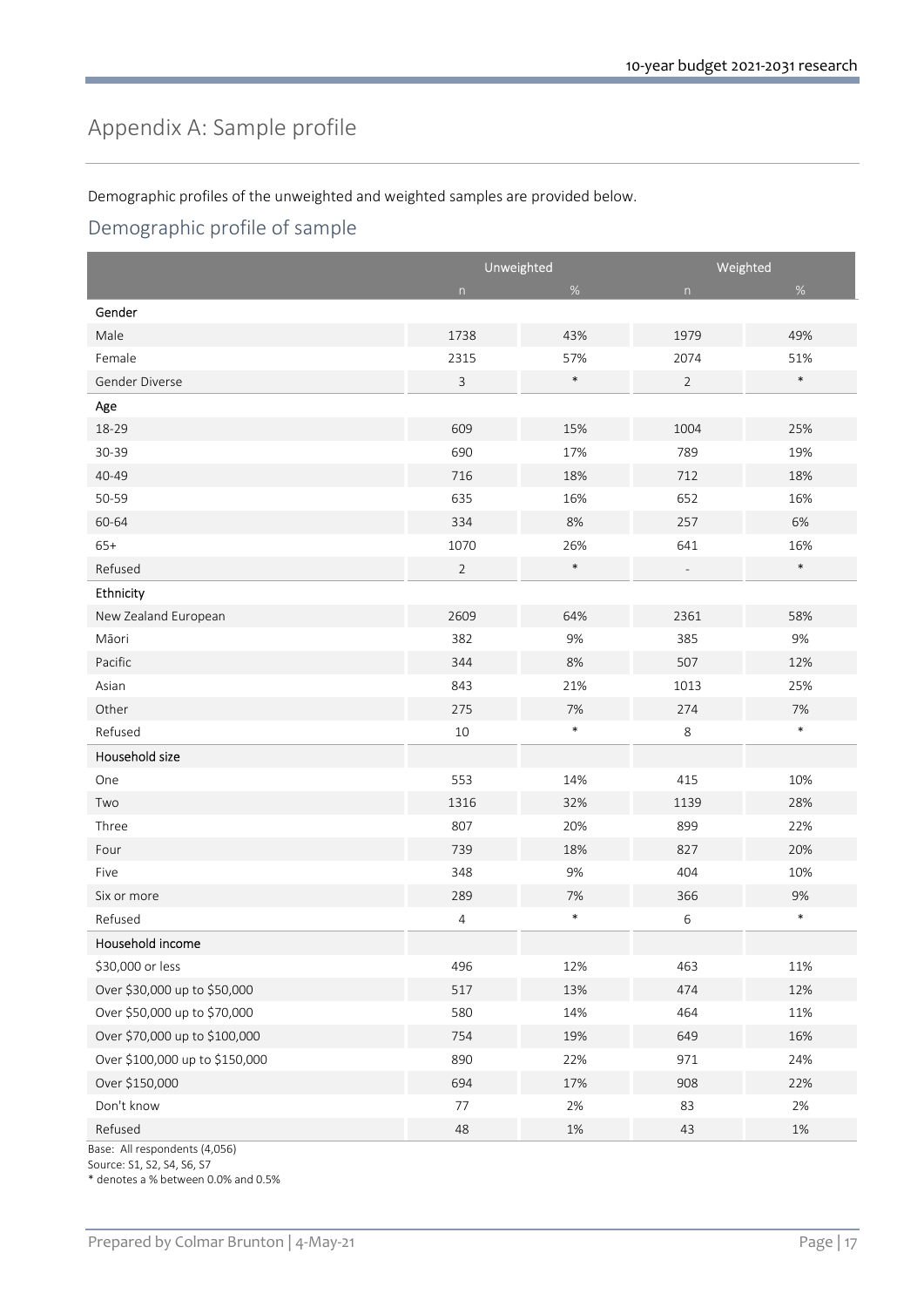# Appendix A: Sample profile

Demographic profiles of the unweighted and weighted samples are provided below.

## Demographic profile of sample

| | Unweighted | | Weighted | |
|---|---|---|---|---|
| | n | % | n | % |
| **Gender** | | | | |
| Male | 1738 | 43% | 1979 | 49% |
| Female | 2315 | 57% | 2074 | 51% |
| Gender Diverse | 3 | * | 2 | * |
| **Age** | | | | |
| 18-29 | 609 | 15% | 1004 | 25% |
| 30-39 | 690 | 17% | 789 | 19% |
| 40-49 | 716 | 18% | 712 | 18% |
| 50-59 | 635 | 16% | 652 | 16% |
| 60-64 | 334 | 8% | 257 | 6% |
| 65+ | 1070 | 26% | 641 | 16% |
| Refused | 2 | * | - | * |
| **Ethnicity** | | | | |
| New Zealand European | 2609 | 64% | 2361 | 58% |
| Māori | 382 | 9% | 385 | 9% |
| Pacific | 344 | 8% | 507 | 12% |
| Asian | 843 | 21% | 1013 | 25% |
| Other | 275 | 7% | 274 | 7% |
| Refused | 10 | * | 8 | * |
| **Household size** | | | | |
| One | 553 | 14% | 415 | 10% |
| Two | 1316 | 32% | 1139 | 28% |
| Three | 807 | 20% | 899 | 22% |
| Four | 739 | 18% | 827 | 20% |
| Five | 348 | 9% | 404 | 10% |
| Six or more | 289 | 7% | 366 | 9% |
| Refused | 4 | * | 6 | * |
| **Household income** | | | | |
| $30,000 or less | 496 | 12% | 463 | 11% |
| Over $30,000 up to $50,000 | 517 | 13% | 474 | 12% |
| Over $50,000 up to $70,000 | 580 | 14% | 464 | 11% |
| Over $70,000 up to $100,000 | 754 | 19% | 649 | 16% |
| Over $100,000 up to $150,000 | 890 | 22% | 971 | 24% |
| Over $150,000 | 694 | 17% | 908 | 22% |
| Don't know | 77 | 2% | 83 | 2% |
| Refused | 48 | 1% | 43 | 1% |

Base: All respondents (4,056)
Source: S1, S2, S4, S6, S7
* denotes a % between 0.0% and 0.5%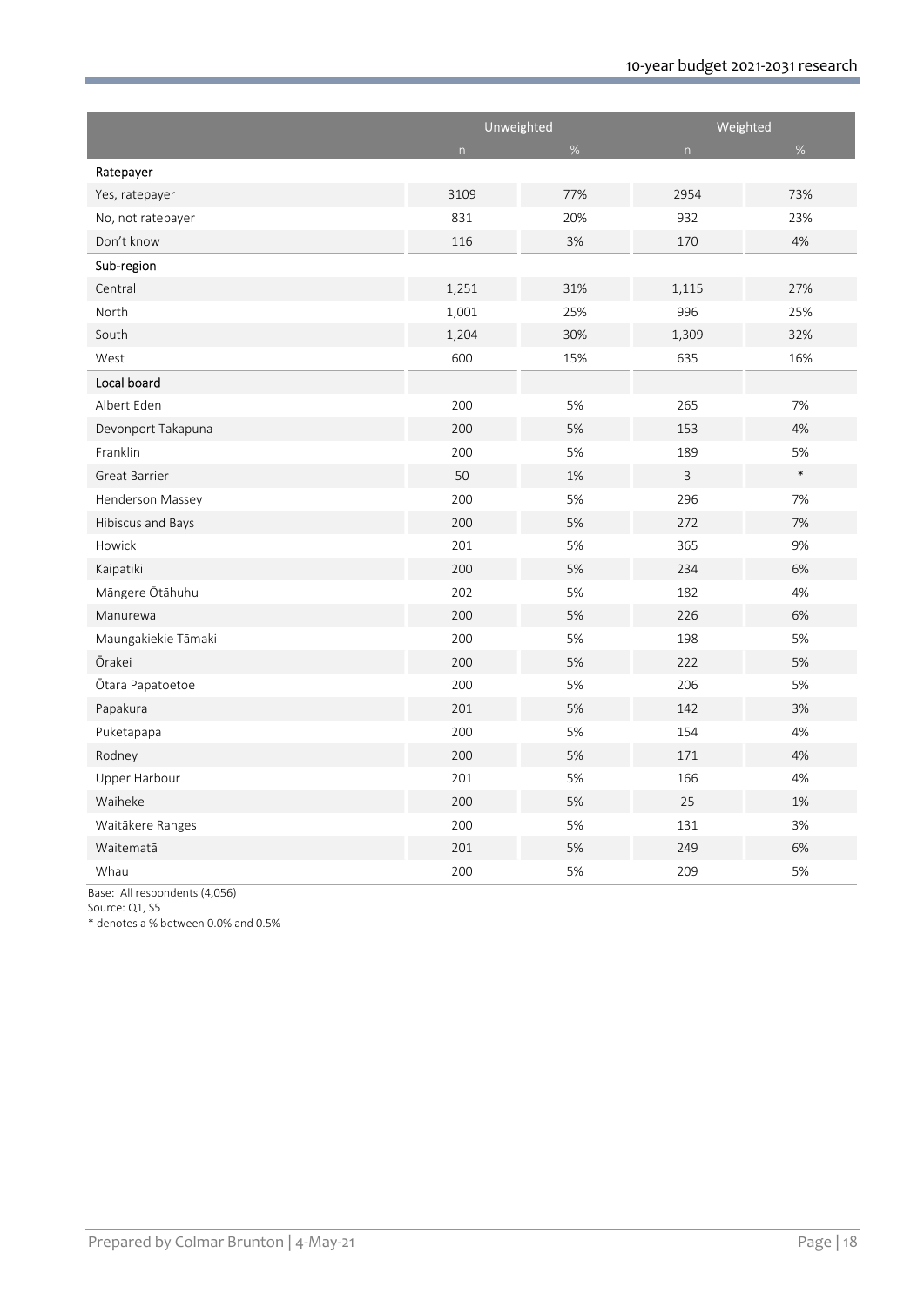| | Unweighted | | Weighted | |
|---|---|---|---|---|
| | n | % | n | % |
| **Ratepayer** | | | | |
| Yes, ratepayer | 3109 | 77% | 2954 | 73% |
| No, not ratepayer | 831 | 20% | 932 | 23% |
| Don't know | 116 | 3% | 170 | 4% |
| **Sub-region** | | | | |
| Central | 1,251 | 31% | 1,115 | 27% |
| North | 1,001 | 25% | 996 | 25% |
| South | 1,204 | 30% | 1,309 | 32% |
| West | 600 | 15% | 635 | 16% |
| **Local board** | | | | |
| Albert Eden | 200 | 5% | 265 | 7% |
| Devonport Takapuna | 200 | 5% | 153 | 4% |
| Franklin | 200 | 5% | 189 | 5% |
| Great Barrier | 50 | 1% | 3 | * |
| Henderson Massey | 200 | 5% | 296 | 7% |
| Hibiscus and Bays | 200 | 5% | 272 | 7% |
| Howick | 201 | 5% | 365 | 9% |
| Kaipātiki | 200 | 5% | 234 | 6% |
| Māngere Ōtāhuhu | 202 | 5% | 182 | 4% |
| Manurewa | 200 | 5% | 226 | 6% |
| Maungakiekie Tāmaki | 200 | 5% | 198 | 5% |
| Ōrakei | 200 | 5% | 222 | 5% |
| Ōtara Papatoetoe | 200 | 5% | 206 | 5% |
| Papakura | 201 | 5% | 142 | 3% |
| Puketapapa | 200 | 5% | 154 | 4% |
| Rodney | 200 | 5% | 171 | 4% |
| Upper Harbour | 201 | 5% | 166 | 4% |
| Waiheke | 200 | 5% | 25 | 1% |
| Waitākere Ranges | 200 | 5% | 131 | 3% |
| Waitematā | 201 | 5% | 249 | 6% |
| Whau | 200 | 5% | 209 | 5% |

Base: All respondents (4,056)
Source: Q1, S5
* denotes a % between 0.0% and 0.5%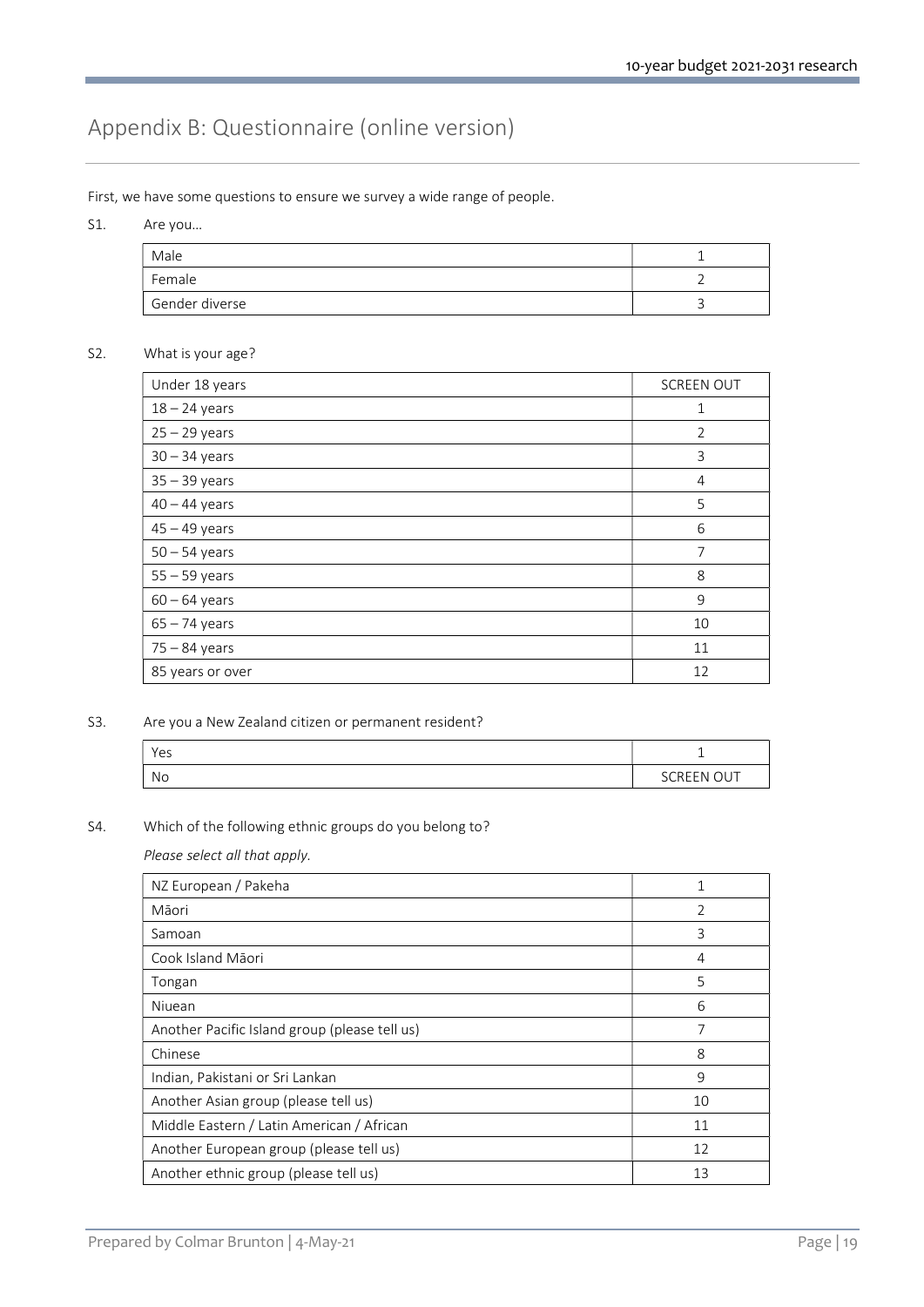# Appendix B: Questionnaire (online version)

First, we have some questions to ensure we survey a wide range of people.

S1. Are you…

| | |
|---|---|
| Male | 1 |
| Female | 2 |
| Gender diverse | 3 |

S2. What is your age?

| | |
|---|---|
| Under 18 years | SCREEN OUT |
| 18 – 24 years | 1 |
| 25 – 29 years | 2 |
| 30 – 34 years | 3 |
| 35 – 39 years | 4 |
| 40 – 44 years | 5 |
| 45 – 49 years | 6 |
| 50 – 54 years | 7 |
| 55 – 59 years | 8 |
| 60 – 64 years | 9 |
| 65 – 74 years | 10 |
| 75 – 84 years | 11 |
| 85 years or over | 12 |

S3. Are you a New Zealand citizen or permanent resident?

| | |
|---|---|
| Yes | 1 |
| No | SCREEN OUT |

S4. Which of the following ethnic groups do you belong to?

*Please select all that apply.*

| | |
|---|---|
| NZ European / Pakeha | 1 |
| Māori | 2 |
| Samoan | 3 |
| Cook Island Māori | 4 |
| Tongan | 5 |
| Niuean | 6 |
| Another Pacific Island group (please tell us) | 7 |
| Chinese | 8 |
| Indian, Pakistani or Sri Lankan | 9 |
| Another Asian group (please tell us) | 10 |
| Middle Eastern / Latin American / African | 11 |
| Another European group (please tell us) | 12 |
| Another ethnic group (please tell us) | 13 |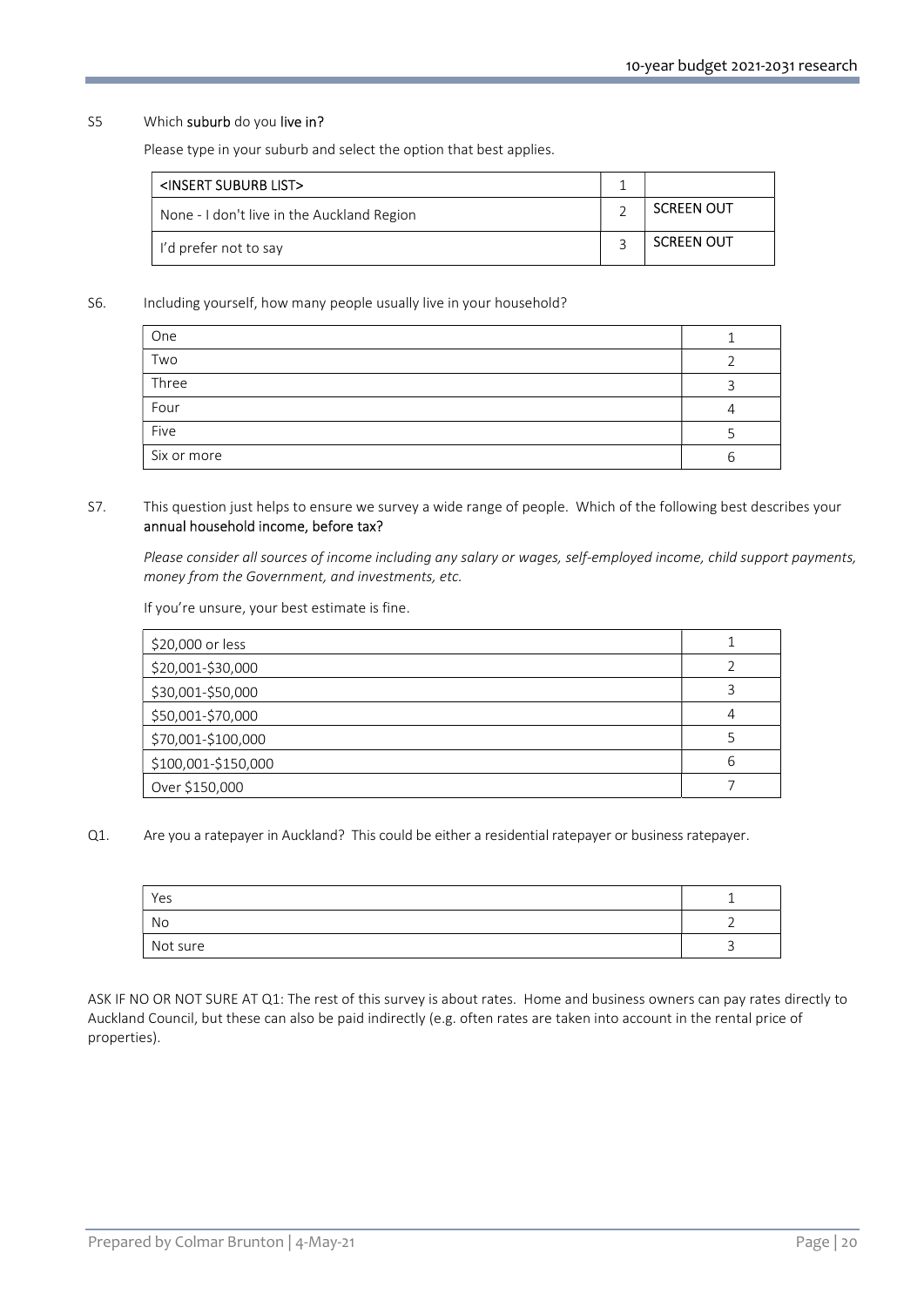S5 Which **suburb** do you **live in?**

Please type in your suburb and select the option that best applies.

| | | |
|---|---|---|
| <INSERT SUBURB LIST> | 1 | |
| None - I don't live in the Auckland Region | 2 | SCREEN OUT |
| I'd prefer not to say | 3 | SCREEN OUT |

S6. Including yourself, how many people usually live in your household?

| | |
|---|---|
| One | 1 |
| Two | 2 |
| Three | 3 |
| Four | 4 |
| Five | 5 |
| Six or more | 6 |

S7. This question just helps to ensure we survey a wide range of people. Which of the following best describes your **annual household income, before tax?**

*Please consider all sources of income including any salary or wages, self-employed income, child support payments, money from the Government, and investments, etc.*

If you're unsure, your best estimate is fine.

| | |
|---|---|
| $20,000 or less | 1 |
| $20,001-$30,000 | 2 |
| $30,001-$50,000 | 3 |
| $50,001-$70,000 | 4 |
| $70,001-$100,000 | 5 |
| $100,001-$150,000 | 6 |
| Over $150,000 | 7 |

Q1. Are you a ratepayer in Auckland? This could be either a residential ratepayer or business ratepayer.

| | |
|---|---|
| Yes | 1 |
| No | 2 |
| Not sure | 3 |

ASK IF NO OR NOT SURE AT Q1: The rest of this survey is about rates. Home and business owners can pay rates directly to Auckland Council, but these can also be paid indirectly (e.g. often rates are taken into account in the rental price of properties).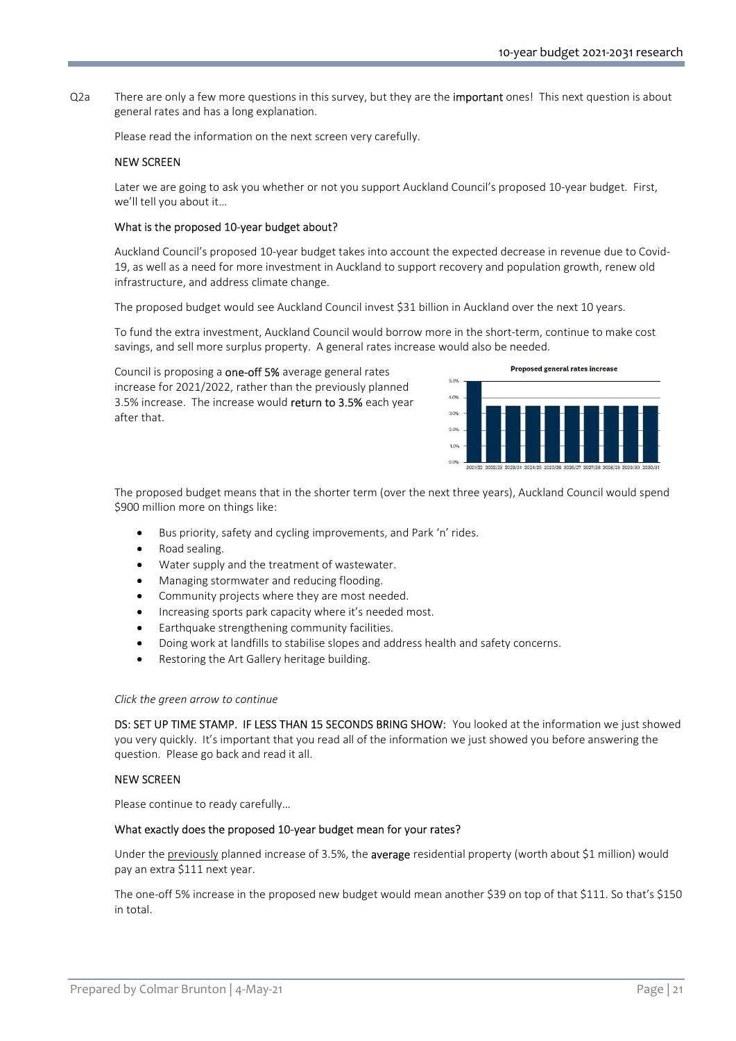Q2a There are only a few more questions in this survey, but they are the **important** ones! This next question is about general rates and has a long explanation.

Please read the information on the next screen very carefully.

NEW SCREEN

Later we are going to ask you whether or not you support Auckland Council's proposed 10-year budget. First, we'll tell you about it…

What is the proposed 10-year budget about?

Auckland Council's proposed 10-year budget takes into account the expected decrease in revenue due to Covid-19, as well as a need for more investment in Auckland to support recovery and population growth, renew old infrastructure, and address climate change.

The proposed budget would see Auckland Council invest $31 billion in Auckland over the next 10 years.

To fund the extra investment, Auckland Council would borrow more in the short-term, continue to make cost savings, and sell more surplus property. A general rates increase would also be needed.

Council is proposing a **one-off 5%** average general rates increase for 2021/2022, rather than the previously planned 3.5% increase. The increase would **return to 3.5%** each year after that.

**Proposed general rates increase**

| Year | Increase |
|---|---|
| 2021/22 | 5.0% |
| 2022/23 | 3.5% |
| 2023/24 | 3.5% |
| 2024/25 | 3.5% |
| 2025/26 | 3.5% |
| 2026/27 | 3.5% |
| 2027/28 | 3.5% |
| 2028/29 | 3.5% |
| 2029/30 | 3.5% |
| 2030/31 | 3.5% |

The proposed budget means that in the shorter term (over the next three years), Auckland Council would spend $900 million more on things like:

- Bus priority, safety and cycling improvements, and Park 'n' rides.
- Road sealing.
- Water supply and the treatment of wastewater.
- Managing stormwater and reducing flooding.
- Community projects where they are most needed.
- Increasing sports park capacity where it's needed most.
- Earthquake strengthening community facilities.
- Doing work at landfills to stabilise slopes and address health and safety concerns.
- Restoring the Art Gallery heritage building.

*Click the green arrow to continue*

DS: SET UP TIME STAMP. IF LESS THAN 15 SECONDS BRING SHOW: You looked at the information we just showed you very quickly. It's important that you read all of the information we just showed you before answering the question. Please go back and read it all.

NEW SCREEN

Please continue to ready carefully…

What exactly does the proposed 10-year budget mean for your rates?

Under the previously planned increase of 3.5%, the **average** residential property (worth about $1 million) would pay an extra $111 next year.

The one-off 5% increase in the proposed new budget would mean another $39 on top of that $111. So that's $150 in total.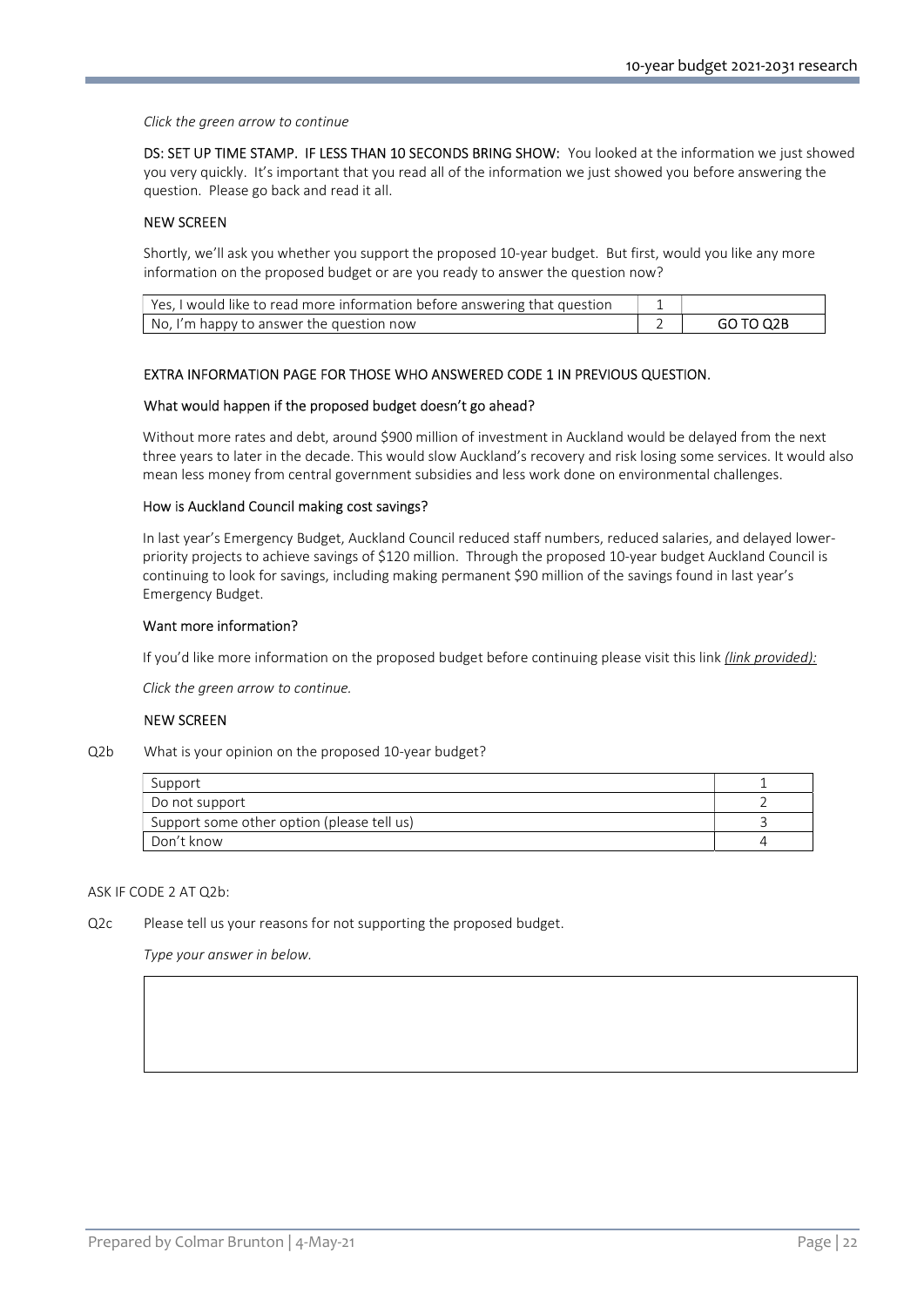*Click the green arrow to continue*

DS: SET UP TIME STAMP. IF LESS THAN 10 SECONDS BRING SHOW: You looked at the information we just showed you very quickly. It's important that you read all of the information we just showed you before answering the question. Please go back and read it all.

NEW SCREEN

Shortly, we'll ask you whether you support the proposed 10-year budget. But first, would you like any more information on the proposed budget or are you ready to answer the question now?

| | | |
|---|---|---|
| Yes, I would like to read more information before answering that question | 1 | |
| No, I'm happy to answer the question now | 2 | GO TO Q2B |

EXTRA INFORMATION PAGE FOR THOSE WHO ANSWERED CODE 1 IN PREVIOUS QUESTION.

What would happen if the proposed budget doesn't go ahead?

Without more rates and debt, around $900 million of investment in Auckland would be delayed from the next three years to later in the decade. This would slow Auckland's recovery and risk losing some services. It would also mean less money from central government subsidies and less work done on environmental challenges.

How is Auckland Council making cost savings?

In last year's Emergency Budget, Auckland Council reduced staff numbers, reduced salaries, and delayed lower-priority projects to achieve savings of $120 million. Through the proposed 10-year budget Auckland Council is continuing to look for savings, including making permanent $90 million of the savings found in last year's Emergency Budget.

Want more information?

If you'd like more information on the proposed budget before continuing please visit this link *(link provided):*

*Click the green arrow to continue.*

NEW SCREEN

Q2b What is your opinion on the proposed 10-year budget?

| | |
|---|---|
| Support | 1 |
| Do not support | 2 |
| Support some other option (please tell us) | 3 |
| Don't know | 4 |

ASK IF CODE 2 AT Q2b:

Q2c Please tell us your reasons for not supporting the proposed budget.

*Type your answer in below.*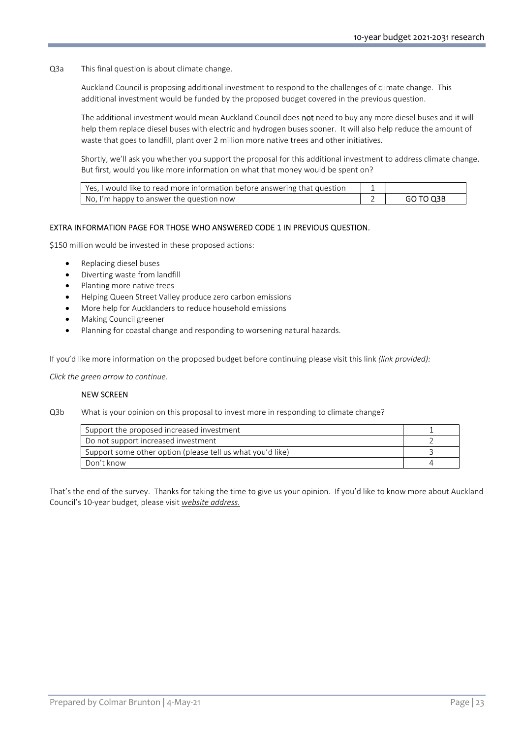Q3a This final question is about climate change.

Auckland Council is proposing additional investment to respond to the challenges of climate change. This additional investment would be funded by the proposed budget covered in the previous question.

The additional investment would mean Auckland Council does **not** need to buy any more diesel buses and it will help them replace diesel buses with electric and hydrogen buses sooner. It will also help reduce the amount of waste that goes to landfill, plant over 2 million more native trees and other initiatives.

Shortly, we'll ask you whether you support the proposal for this additional investment to address climate change. But first, would you like more information on what that money would be spent on?

| | | |
|---|---|---|
| Yes, I would like to read more information before answering that question | 1 | |
| No, I'm happy to answer the question now | 2 | GO TO Q3B |

EXTRA INFORMATION PAGE FOR THOSE WHO ANSWERED CODE 1 IN PREVIOUS QUESTION.

$150 million would be invested in these proposed actions:

- Replacing diesel buses
- Diverting waste from landfill
- Planting more native trees
- Helping Queen Street Valley produce zero carbon emissions
- More help for Aucklanders to reduce household emissions
- Making Council greener
- Planning for coastal change and responding to worsening natural hazards.

If you'd like more information on the proposed budget before continuing please visit this link *(link provided):*

*Click the green arrow to continue.*

NEW SCREEN

Q3b What is your opinion on this proposal to invest more in responding to climate change?

| | |
|---|---|
| Support the proposed increased investment | 1 |
| Do not support increased investment | 2 |
| Support some other option (please tell us what you'd like) | 3 |
| Don't know | 4 |

That's the end of the survey. Thanks for taking the time to give us your opinion. If you'd like to know more about Auckland Council's 10-year budget, please visit *website address.*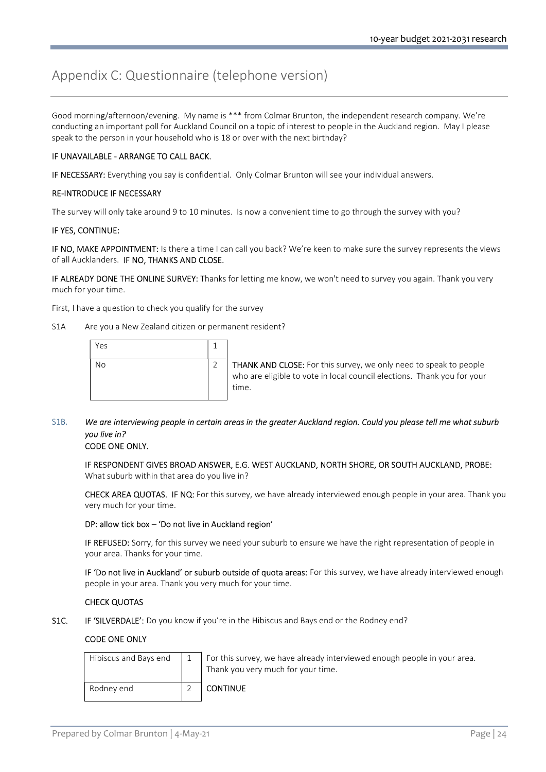# Appendix C: Questionnaire (telephone version)

Good morning/afternoon/evening. My name is *** from Colmar Brunton, the independent research company. We're conducting an important poll for Auckland Council on a topic of interest to people in the Auckland region. May I please speak to the person in your household who is 18 or over with the next birthday?

IF UNAVAILABLE - ARRANGE TO CALL BACK.

IF NECESSARY: Everything you say is confidential. Only Colmar Brunton will see your individual answers.

RE-INTRODUCE IF NECESSARY

The survey will only take around 9 to 10 minutes. Is now a convenient time to go through the survey with you?

IF YES, CONTINUE:

IF NO, MAKE APPOINTMENT: Is there a time I can call you back? We're keen to make sure the survey represents the views of all Aucklanders. IF NO, THANKS AND CLOSE.

IF ALREADY DONE THE ONLINE SURVEY: Thanks for letting me know, we won't need to survey you again. Thank you very much for your time.

First, I have a question to check you qualify for the survey

S1A Are you a New Zealand citizen or permanent resident?

| | | |
|---|---|---|
| Yes | 1 | |
| No | 2 | THANK AND CLOSE: For this survey, we only need to speak to people who are eligible to vote in local council elections. Thank you for your time. |

S1B. *We are interviewing people in certain areas in the greater Auckland region. Could you please tell me what suburb you live in?*
CODE ONE ONLY.

IF RESPONDENT GIVES BROAD ANSWER, E.G. WEST AUCKLAND, NORTH SHORE, OR SOUTH AUCKLAND, PROBE: What suburb within that area do you live in?

CHECK AREA QUOTAS. IF NQ: For this survey, we have already interviewed enough people in your area. Thank you very much for your time.

DP: allow tick box – 'Do not live in Auckland region'

IF REFUSED: Sorry, for this survey we need your suburb to ensure we have the right representation of people in your area. Thanks for your time.

IF 'Do not live in Auckland' or suburb outside of quota areas: For this survey, we have already interviewed enough people in your area. Thank you very much for your time.

CHECK QUOTAS

S1C. IF 'SILVERDALE': Do you know if you're in the Hibiscus and Bays end or the Rodney end?

CODE ONE ONLY

| | | |
|---|---|---|
| Hibiscus and Bays end | 1 | For this survey, we have already interviewed enough people in your area. Thank you very much for your time. |
| Rodney end | 2 | CONTINUE |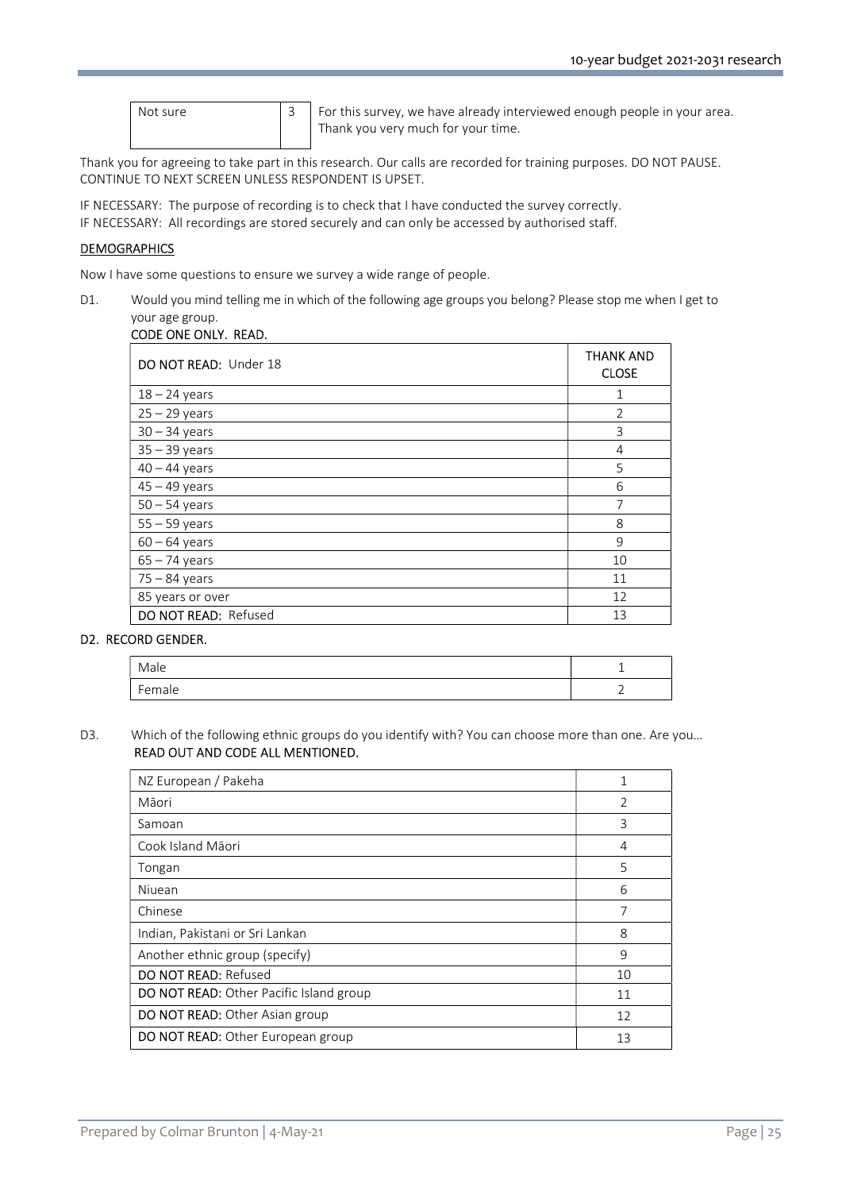| Not sure | 3 | For this survey, we have already interviewed enough people in your area. Thank you very much for your time. |
|---|---|---|

Thank you for agreeing to take part in this research. Our calls are recorded for training purposes. DO NOT PAUSE. CONTINUE TO NEXT SCREEN UNLESS RESPONDENT IS UPSET.

IF NECESSARY: The purpose of recording is to check that I have conducted the survey correctly.
IF NECESSARY: All recordings are stored securely and can only be accessed by authorised staff.

## DEMOGRAPHICS

Now I have some questions to ensure we survey a wide range of people.

D1. Would you mind telling me in which of the following age groups you belong? Please stop me when I get to your age group.
**CODE ONE ONLY. READ.**

| DO NOT READ: Under 18 | THANK AND CLOSE |
|---|---|
| 18 – 24 years | 1 |
| 25 – 29 years | 2 |
| 30 – 34 years | 3 |
| 35 – 39 years | 4 |
| 40 – 44 years | 5 |
| 45 – 49 years | 6 |
| 50 – 54 years | 7 |
| 55 – 59 years | 8 |
| 60 – 64 years | 9 |
| 65 – 74 years | 10 |
| 75 – 84 years | 11 |
| 85 years or over | 12 |
| DO NOT READ: Refused | 13 |

**D2. RECORD GENDER.**

| Male | 1 |
|---|---|
| Female | 2 |

D3. Which of the following ethnic groups do you identify with? You can choose more than one. Are you…
**READ OUT AND CODE ALL MENTIONED.**

| NZ European / Pakeha | 1 |
|---|---|
| Māori | 2 |
| Samoan | 3 |
| Cook Island Māori | 4 |
| Tongan | 5 |
| Niuean | 6 |
| Chinese | 7 |
| Indian, Pakistani or Sri Lankan | 8 |
| Another ethnic group (specify) | 9 |
| DO NOT READ: Refused | 10 |
| DO NOT READ: Other Pacific Island group | 11 |
| DO NOT READ: Other Asian group | 12 |
| DO NOT READ: Other European group | 13 |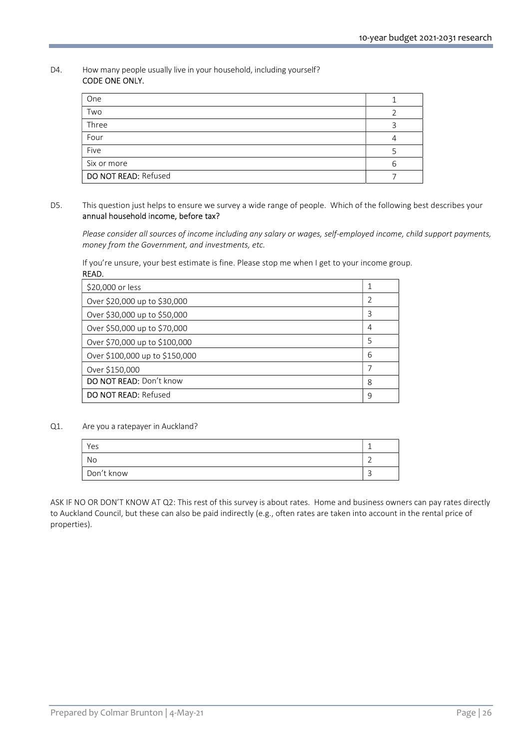D4. How many people usually live in your household, including yourself?
**CODE ONE ONLY.**

| | |
|---|---|
| One | 1 |
| Two | 2 |
| Three | 3 |
| Four | 4 |
| Five | 5 |
| Six or more | 6 |
| **DO NOT READ:** Refused | 7 |

D5. This question just helps to ensure we survey a wide range of people. Which of the following best describes your **annual household income, before tax?**

*Please consider all sources of income including any salary or wages, self-employed income, child support payments, money from the Government, and investments, etc.*

If you're unsure, your best estimate is fine. Please stop me when I get to your income group.
**READ.**

| | |
|---|---|
| $20,000 or less | 1 |
| Over $20,000 up to $30,000 | 2 |
| Over $30,000 up to $50,000 | 3 |
| Over $50,000 up to $70,000 | 4 |
| Over $70,000 up to $100,000 | 5 |
| Over $100,000 up to $150,000 | 6 |
| Over $150,000 | 7 |
| **DO NOT READ:** Don't know | 8 |
| **DO NOT READ:** Refused | 9 |

Q1. Are you a ratepayer in Auckland?

| | |
|---|---|
| Yes | 1 |
| No | 2 |
| Don't know | 3 |

ASK IF NO OR DON'T KNOW AT Q2: This rest of this survey is about rates. Home and business owners can pay rates directly to Auckland Council, but these can also be paid indirectly (e.g., often rates are taken into account in the rental price of properties).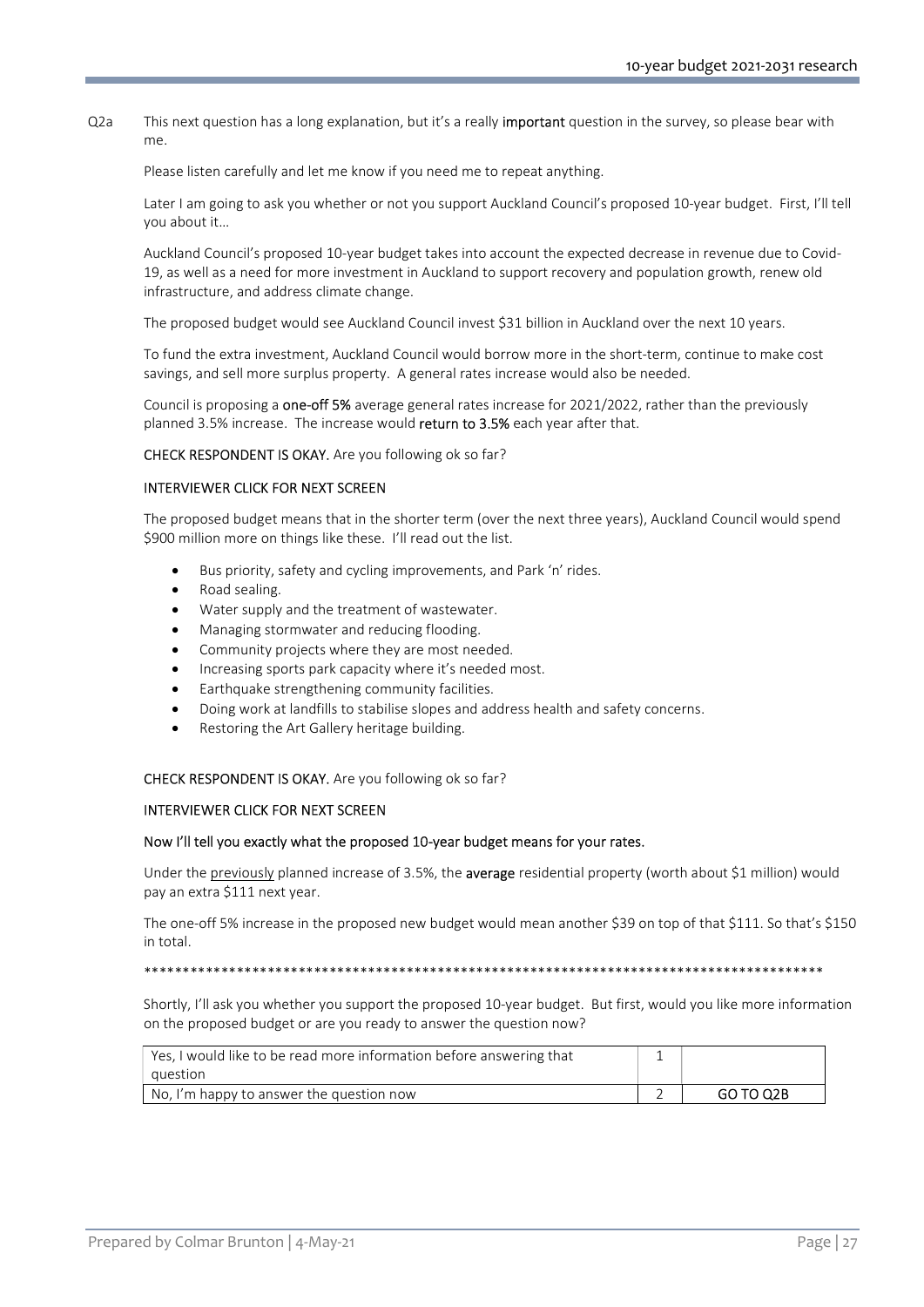Q2a This next question has a long explanation, but it's a really **important** question in the survey, so please bear with me.

Please listen carefully and let me know if you need me to repeat anything.

Later I am going to ask you whether or not you support Auckland Council's proposed 10-year budget. First, I'll tell you about it…

Auckland Council's proposed 10-year budget takes into account the expected decrease in revenue due to Covid-19, as well as a need for more investment in Auckland to support recovery and population growth, renew old infrastructure, and address climate change.

The proposed budget would see Auckland Council invest $31 billion in Auckland over the next 10 years.

To fund the extra investment, Auckland Council would borrow more in the short-term, continue to make cost savings, and sell more surplus property. A general rates increase would also be needed.

Council is proposing a **one-off 5%** average general rates increase for 2021/2022, rather than the previously planned 3.5% increase. The increase would **return to 3.5%** each year after that.

**CHECK RESPONDENT IS OKAY.** Are you following ok so far?

**INTERVIEWER CLICK FOR NEXT SCREEN**

The proposed budget means that in the shorter term (over the next three years), Auckland Council would spend $900 million more on things like these. I'll read out the list.

- Bus priority, safety and cycling improvements, and Park 'n' rides.
- Road sealing.
- Water supply and the treatment of wastewater.
- Managing stormwater and reducing flooding.
- Community projects where they are most needed.
- Increasing sports park capacity where it's needed most.
- Earthquake strengthening community facilities.
- Doing work at landfills to stabilise slopes and address health and safety concerns.
- Restoring the Art Gallery heritage building.

**CHECK RESPONDENT IS OKAY.** Are you following ok so far?

**INTERVIEWER CLICK FOR NEXT SCREEN**

**Now I'll tell you exactly what the proposed 10-year budget means for your rates.**

Under the previously planned increase of 3.5%, the **average** residential property (worth about $1 million) would pay an extra $111 next year.

The one-off 5% increase in the proposed new budget would mean another $39 on top of that $111. So that's $150 in total.

*****************************************************************************************

Shortly, I'll ask you whether you support the proposed 10-year budget. But first, would you like more information on the proposed budget or are you ready to answer the question now?

| | | |
|---|---|---|
| Yes, I would like to be read more information before answering that question | 1 | |
| No, I'm happy to answer the question now | 2 | GO TO Q2B |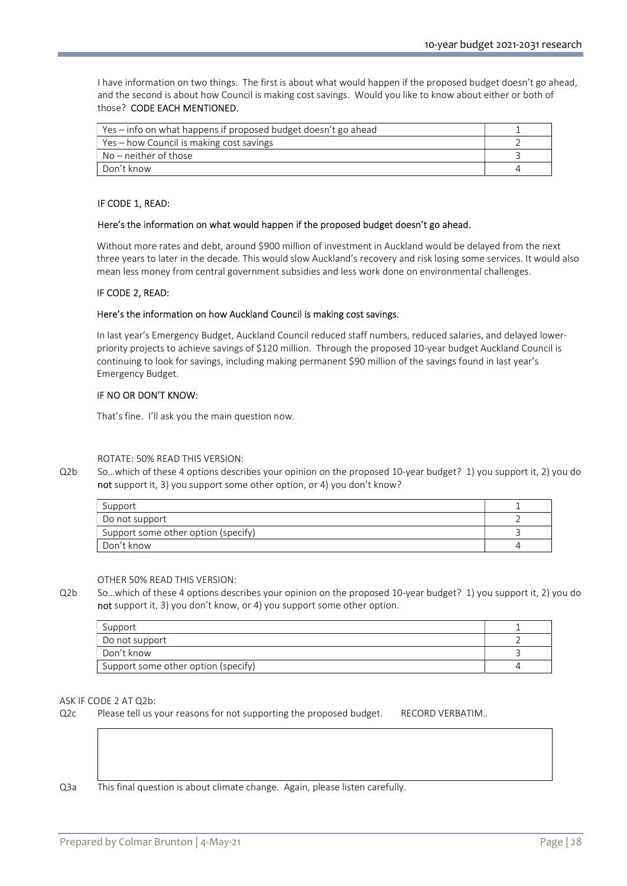I have information on two things. The first is about what would happen if the proposed budget doesn't go ahead, and the second is about how Council is making cost savings. Would you like to know about either or both of those? **CODE EACH MENTIONED.**

| | |
|---|---|
| Yes – info on what happens if proposed budget doesn't go ahead | 1 |
| Yes – how Council is making cost savings | 2 |
| No – neither of those | 3 |
| Don't know | 4 |

**IF CODE 1, READ:**

**Here's the information on what would happen if the proposed budget doesn't go ahead.**

Without more rates and debt, around $900 million of investment in Auckland would be delayed from the next three years to later in the decade. This would slow Auckland's recovery and risk losing some services. It would also mean less money from central government subsidies and less work done on environmental challenges.

**IF CODE 2, READ:**

**Here's the information on how Auckland Council is making cost savings.**

In last year's Emergency Budget, Auckland Council reduced staff numbers, reduced salaries, and delayed lower-priority projects to achieve savings of $120 million. Through the proposed 10-year budget Auckland Council is continuing to look for savings, including making permanent $90 million of the savings found in last year's Emergency Budget.

**IF NO OR DON'T KNOW:**

That's fine. I'll ask you the main question now.

ROTATE: 50% READ THIS VERSION:

Q2b So…which of these 4 options describes your opinion on the proposed 10-year budget? 1) you support it, 2) you do **not** support it, 3) you support some other option, or 4) you don't know?

| | |
|---|---|
| Support | 1 |
| Do not support | 2 |
| Support some other option (specify) | 3 |
| Don't know | 4 |

OTHER 50% READ THIS VERSION:

Q2b So…which of these 4 options describes your opinion on the proposed 10-year budget? 1) you support it, 2) you do **not** support it, 3) you don't know, or 4) you support some other option.

| | |
|---|---|
| Support | 1 |
| Do not support | 2 |
| Don't know | 3 |
| Support some other option (specify) | 4 |

ASK IF CODE 2 AT Q2b:

Q2c Please tell us your reasons for not supporting the proposed budget. RECORD VERBATIM..

Q3a This final question is about climate change. Again, please listen carefully.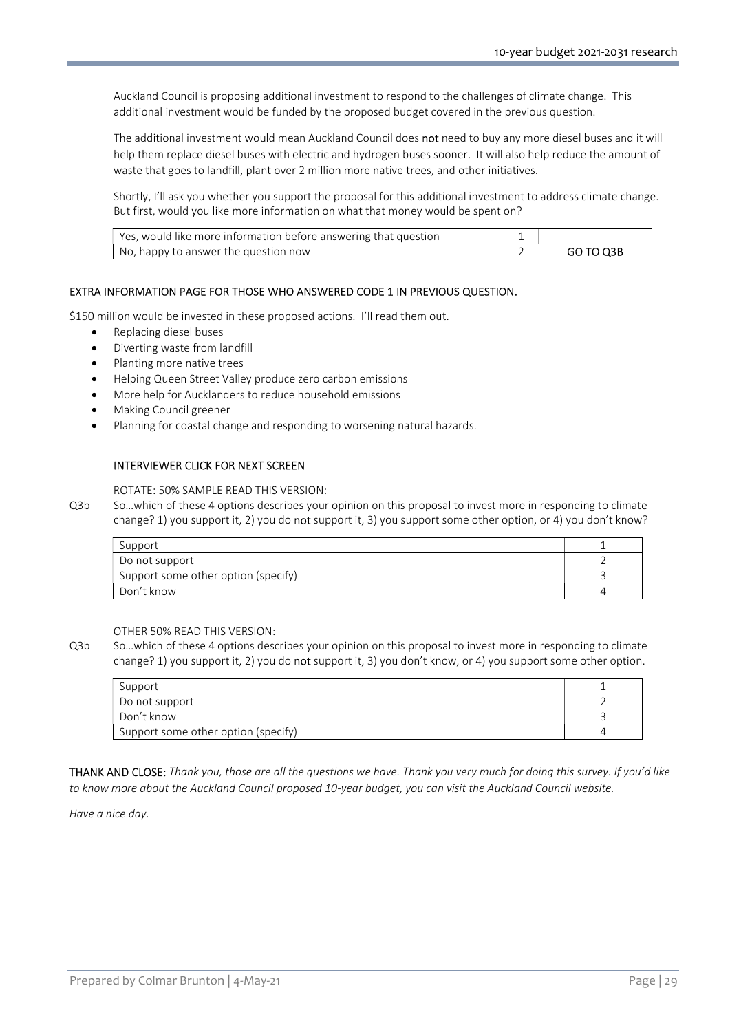Auckland Council is proposing additional investment to respond to the challenges of climate change. This additional investment would be funded by the proposed budget covered in the previous question.

The additional investment would mean Auckland Council does **not** need to buy any more diesel buses and it will help them replace diesel buses with electric and hydrogen buses sooner. It will also help reduce the amount of waste that goes to landfill, plant over 2 million more native trees, and other initiatives.

Shortly, I'll ask you whether you support the proposal for this additional investment to address climate change. But first, would you like more information on what that money would be spent on?

| | | |
|---|---|---|
| Yes, would like more information before answering that question | 1 | |
| No, happy to answer the question now | 2 | GO TO Q3B |

EXTRA INFORMATION PAGE FOR THOSE WHO ANSWERED CODE 1 IN PREVIOUS QUESTION.

$150 million would be invested in these proposed actions. I'll read them out.

- Replacing diesel buses
- Diverting waste from landfill
- Planting more native trees
- Helping Queen Street Valley produce zero carbon emissions
- More help for Aucklanders to reduce household emissions
- Making Council greener
- Planning for coastal change and responding to worsening natural hazards.

INTERVIEWER CLICK FOR NEXT SCREEN

ROTATE: 50% SAMPLE READ THIS VERSION:

Q3b So…which of these 4 options describes your opinion on this proposal to invest more in responding to climate change? 1) you support it, 2) you do **not** support it, 3) you support some other option, or 4) you don't know?

| | |
|---|---|
| Support | 1 |
| Do not support | 2 |
| Support some other option (specify) | 3 |
| Don't know | 4 |

OTHER 50% READ THIS VERSION:

Q3b So…which of these 4 options describes your opinion on this proposal to invest more in responding to climate change? 1) you support it, 2) you do **not** support it, 3) you don't know, or 4) you support some other option.

| | |
|---|---|
| Support | 1 |
| Do not support | 2 |
| Don't know | 3 |
| Support some other option (specify) | 4 |

THANK AND CLOSE: *Thank you, those are all the questions we have. Thank you very much for doing this survey. If you'd like to know more about the Auckland Council proposed 10-year budget, you can visit the Auckland Council website.*

*Have a nice day.*